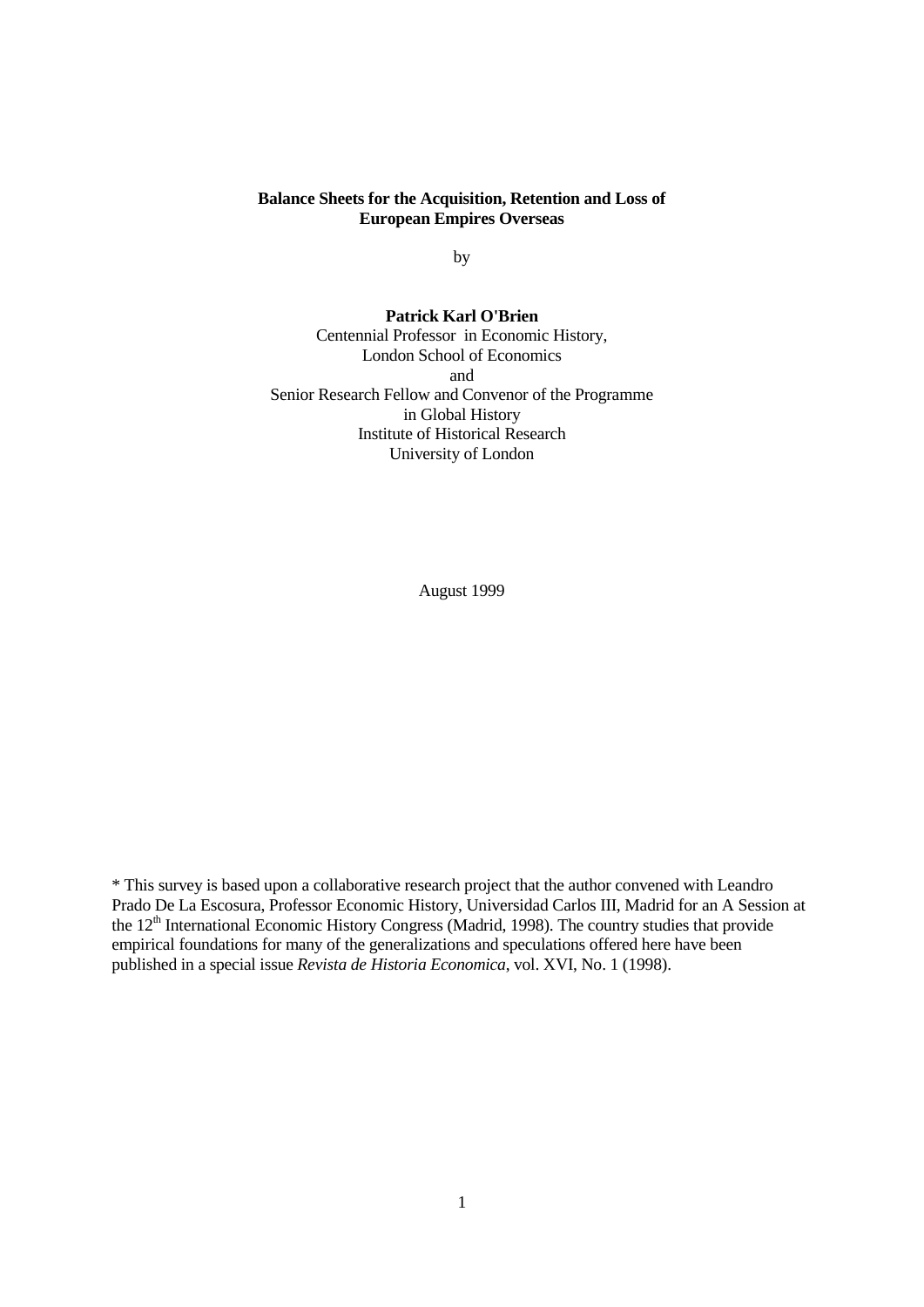# Balance Sheets for the Acquisition, Retention and Loss of European Empires Overseas

by

**Patrick Karl O'Brien**

Centennial Professor in Economic History,
London School of Economics
and
Senior Research Fellow and Convenor of the Programme
in Global History
Institute of Historical Research
University of London

August 1999

\* This survey is based upon a collaborative research project that the author convened with Leandro Prado De La Escosura, Professor Economic History, Universidad Carlos III, Madrid for an A Session at the 12th International Economic History Congress (Madrid, 1998). The country studies that provide empirical foundations for many of the generalizations and speculations offered here have been published in a special issue *Revista de Historia Economica*, vol. XVI, No. 1 (1998).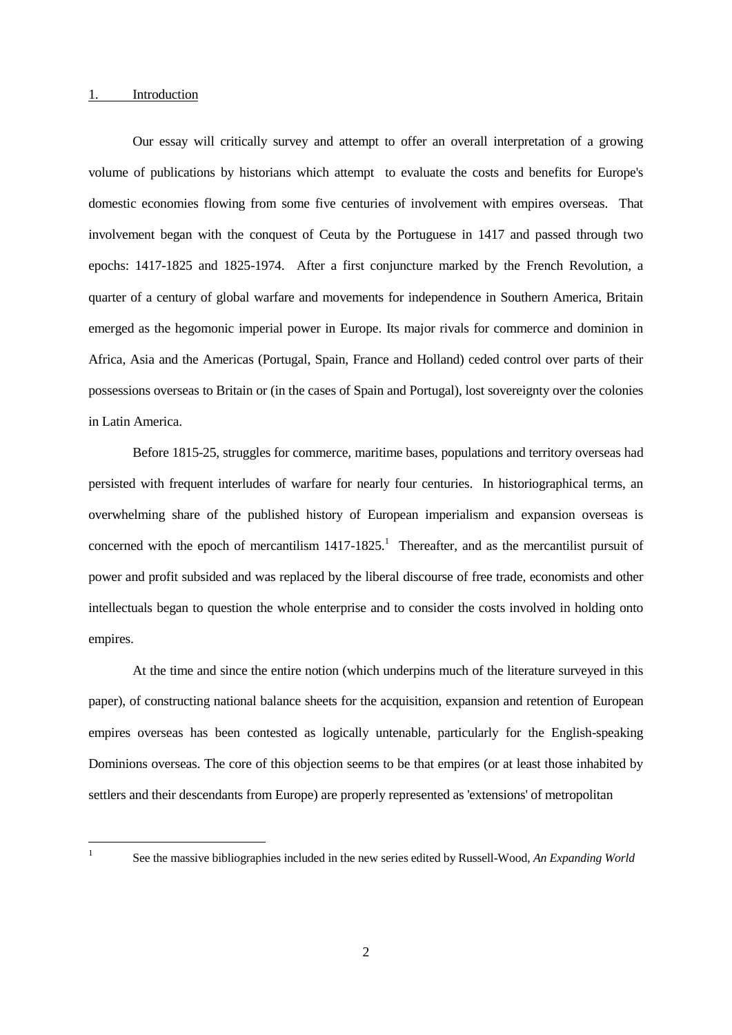## 1. Introduction

Our essay will critically survey and attempt to offer an overall interpretation of a growing volume of publications by historians which attempt to evaluate the costs and benefits for Europe's domestic economies flowing from some five centuries of involvement with empires overseas. That involvement began with the conquest of Ceuta by the Portuguese in 1417 and passed through two epochs: 1417-1825 and 1825-1974. After a first conjuncture marked by the French Revolution, a quarter of a century of global warfare and movements for independence in Southern America, Britain emerged as the hegomonic imperial power in Europe. Its major rivals for commerce and dominion in Africa, Asia and the Americas (Portugal, Spain, France and Holland) ceded control over parts of their possessions overseas to Britain or (in the cases of Spain and Portugal), lost sovereignty over the colonies in Latin America.

Before 1815-25, struggles for commerce, maritime bases, populations and territory overseas had persisted with frequent interludes of warfare for nearly four centuries. In historiographical terms, an overwhelming share of the published history of European imperialism and expansion overseas is concerned with the epoch of mercantilism 1417-1825.[1] Thereafter, and as the mercantilist pursuit of power and profit subsided and was replaced by the liberal discourse of free trade, economists and other intellectuals began to question the whole enterprise and to consider the costs involved in holding onto empires.

At the time and since the entire notion (which underpins much of the literature surveyed in this paper), of constructing national balance sheets for the acquisition, expansion and retention of European empires overseas has been contested as logically untenable, particularly for the English-speaking Dominions overseas. The core of this objection seems to be that empires (or at least those inhabited by settlers and their descendants from Europe) are properly represented as 'extensions' of metropolitan

---

[1] See the massive bibliographies included in the new series edited by Russell-Wood, *An Expanding World*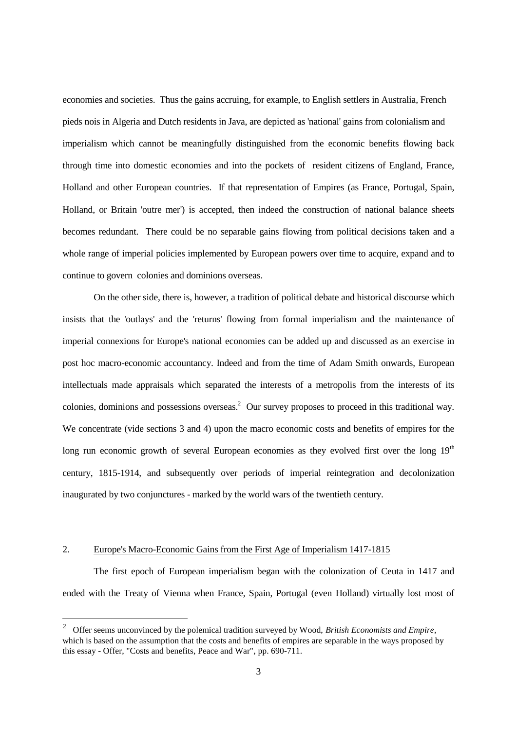economies and societies. Thus the gains accruing, for example, to English settlers in Australia, French pieds nois in Algeria and Dutch residents in Java, are depicted as 'national' gains from colonialism and imperialism which cannot be meaningfully distinguished from the economic benefits flowing back through time into domestic economies and into the pockets of resident citizens of England, France, Holland and other European countries. If that representation of Empires (as France, Portugal, Spain, Holland, or Britain 'outre mer') is accepted, then indeed the construction of national balance sheets becomes redundant. There could be no separable gains flowing from political decisions taken and a whole range of imperial policies implemented by European powers over time to acquire, expand and to continue to govern colonies and dominions overseas.

On the other side, there is, however, a tradition of political debate and historical discourse which insists that the 'outlays' and the 'returns' flowing from formal imperialism and the maintenance of imperial connexions for Europe's national economies can be added up and discussed as an exercise in post hoc macro-economic accountancy. Indeed and from the time of Adam Smith onwards, European intellectuals made appraisals which separated the interests of a metropolis from the interests of its colonies, dominions and possessions overseas.[2] Our survey proposes to proceed in this traditional way. We concentrate (vide sections 3 and 4) upon the macro economic costs and benefits of empires for the long run economic growth of several European economies as they evolved first over the long 19th century, 1815-1914, and subsequently over periods of imperial reintegration and decolonization inaugurated by two conjunctures - marked by the world wars of the twentieth century.

## 2. Europe's Macro-Economic Gains from the First Age of Imperialism 1417-1815

The first epoch of European imperialism began with the colonization of Ceuta in 1417 and ended with the Treaty of Vienna when France, Spain, Portugal (even Holland) virtually lost most of

[2] Offer seems unconvinced by the polemical tradition surveyed by Wood, *British Economists and Empire*, which is based on the assumption that the costs and benefits of empires are separable in the ways proposed by this essay - Offer, "Costs and benefits, Peace and War", pp. 690-711.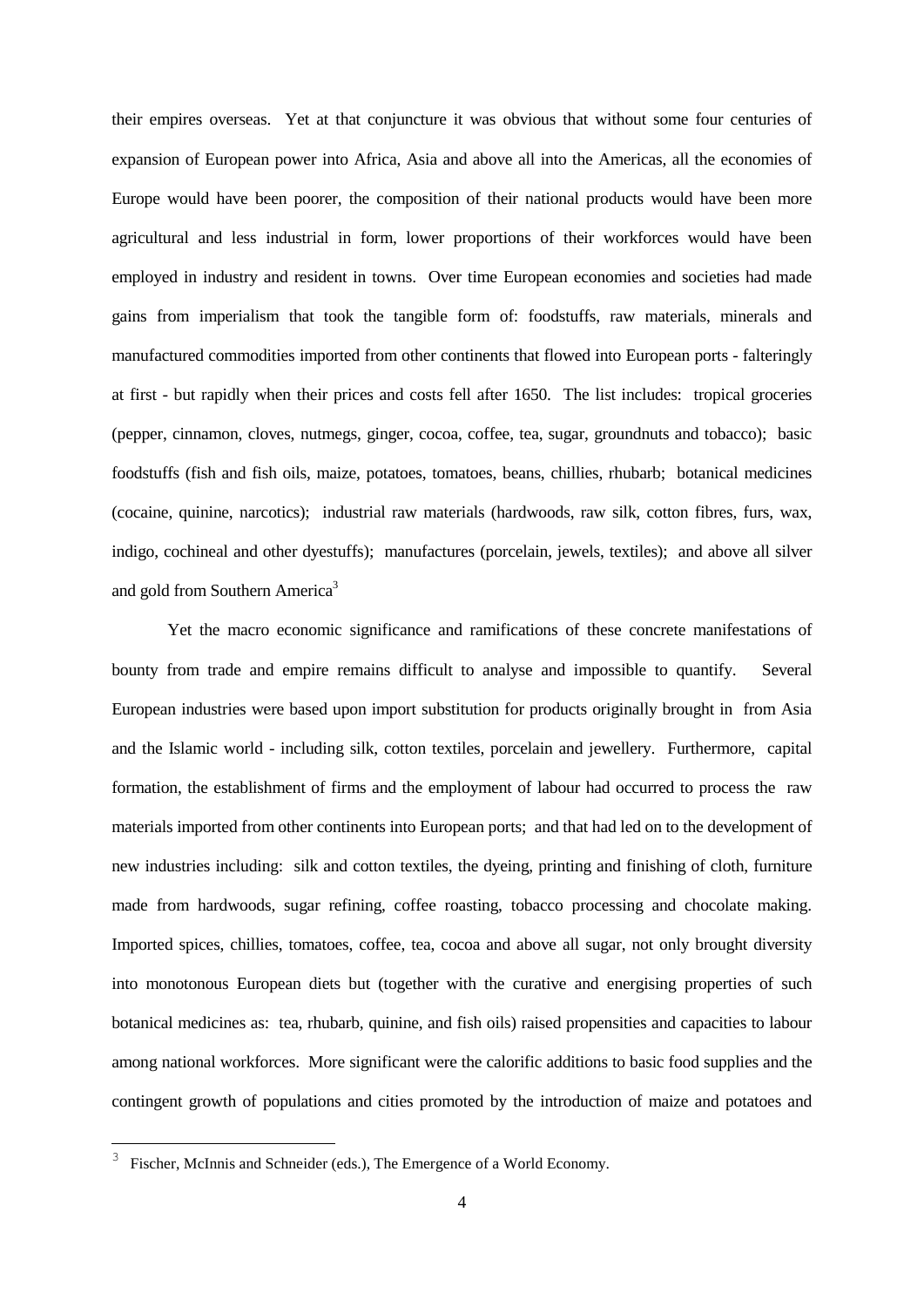their empires overseas. Yet at that conjuncture it was obvious that without some four centuries of expansion of European power into Africa, Asia and above all into the Americas, all the economies of Europe would have been poorer, the composition of their national products would have been more agricultural and less industrial in form, lower proportions of their workforces would have been employed in industry and resident in towns. Over time European economies and societies had made gains from imperialism that took the tangible form of: foodstuffs, raw materials, minerals and manufactured commodities imported from other continents that flowed into European ports - falteringly at first - but rapidly when their prices and costs fell after 1650. The list includes: tropical groceries (pepper, cinnamon, cloves, nutmegs, ginger, cocoa, coffee, tea, sugar, groundnuts and tobacco); basic foodstuffs (fish and fish oils, maize, potatoes, tomatoes, beans, chillies, rhubarb; botanical medicines (cocaine, quinine, narcotics); industrial raw materials (hardwoods, raw silk, cotton fibres, furs, wax, indigo, cochineal and other dyestuffs); manufactures (porcelain, jewels, textiles); and above all silver and gold from Southern America[3]

Yet the macro economic significance and ramifications of these concrete manifestations of bounty from trade and empire remains difficult to analyse and impossible to quantify. Several European industries were based upon import substitution for products originally brought in from Asia and the Islamic world - including silk, cotton textiles, porcelain and jewellery. Furthermore, capital formation, the establishment of firms and the employment of labour had occurred to process the raw materials imported from other continents into European ports; and that had led on to the development of new industries including: silk and cotton textiles, the dyeing, printing and finishing of cloth, furniture made from hardwoods, sugar refining, coffee roasting, tobacco processing and chocolate making. Imported spices, chillies, tomatoes, coffee, tea, cocoa and above all sugar, not only brought diversity into monotonous European diets but (together with the curative and energising properties of such botanical medicines as: tea, rhubarb, quinine, and fish oils) raised propensities and capacities to labour among national workforces. More significant were the calorific additions to basic food supplies and the contingent growth of populations and cities promoted by the introduction of maize and potatoes and

[3] Fischer, McInnis and Schneider (eds.), The Emergence of a World Economy.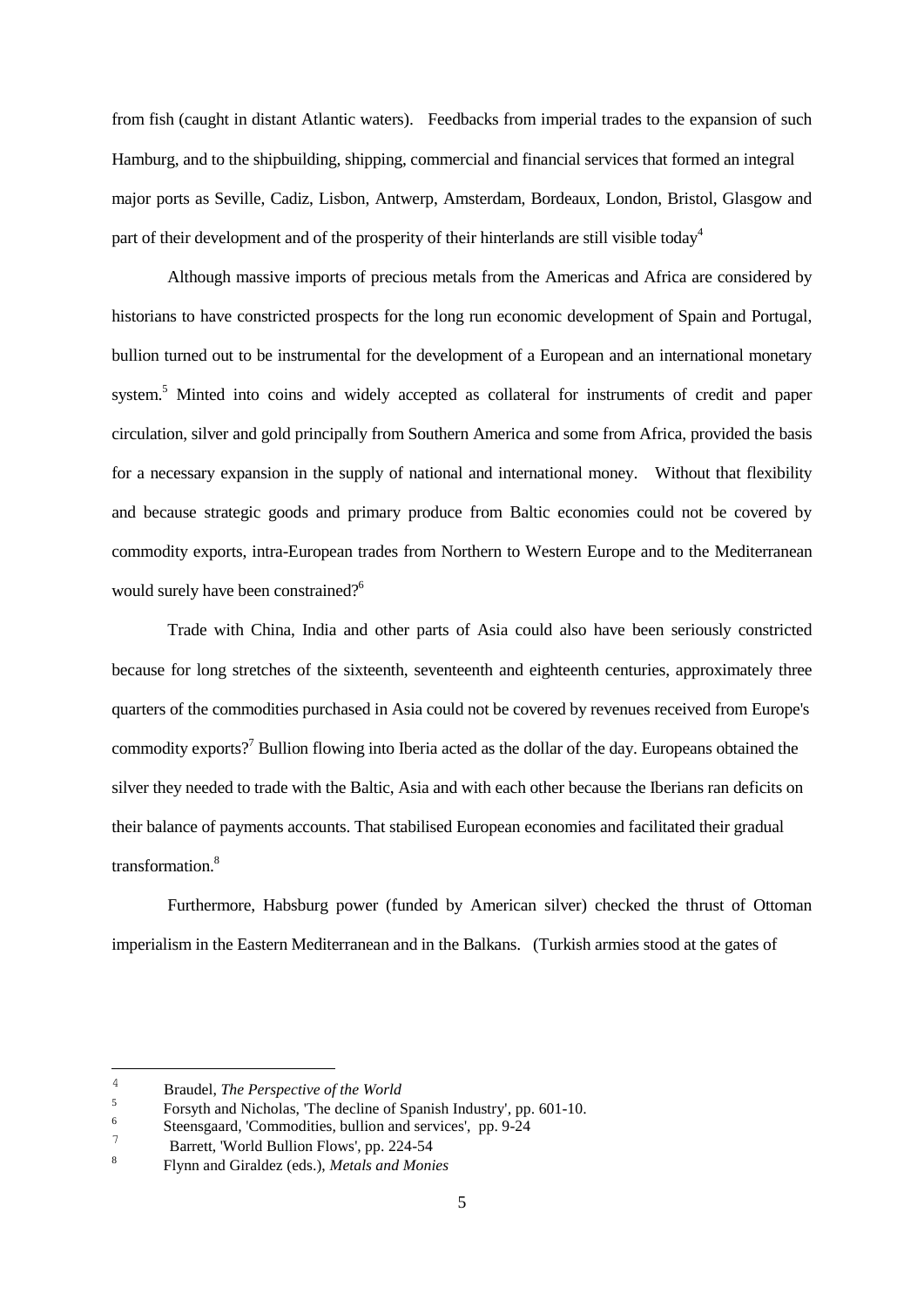from fish (caught in distant Atlantic waters). Feedbacks from imperial trades to the expansion of such Hamburg, and to the shipbuilding, shipping, commercial and financial services that formed an integral major ports as Seville, Cadiz, Lisbon, Antwerp, Amsterdam, Bordeaux, London, Bristol, Glasgow and part of their development and of the prosperity of their hinterlands are still visible today[4]

Although massive imports of precious metals from the Americas and Africa are considered by historians to have constricted prospects for the long run economic development of Spain and Portugal, bullion turned out to be instrumental for the development of a European and an international monetary system.[5] Minted into coins and widely accepted as collateral for instruments of credit and paper circulation, silver and gold principally from Southern America and some from Africa, provided the basis for a necessary expansion in the supply of national and international money. Without that flexibility and because strategic goods and primary produce from Baltic economies could not be covered by commodity exports, intra-European trades from Northern to Western Europe and to the Mediterranean would surely have been constrained?[6]

Trade with China, India and other parts of Asia could also have been seriously constricted because for long stretches of the sixteenth, seventeenth and eighteenth centuries, approximately three quarters of the commodities purchased in Asia could not be covered by revenues received from Europe's commodity exports?[7] Bullion flowing into Iberia acted as the dollar of the day. Europeans obtained the silver they needed to trade with the Baltic, Asia and with each other because the Iberians ran deficits on their balance of payments accounts. That stabilised European economies and facilitated their gradual transformation.[8]

Furthermore, Habsburg power (funded by American silver) checked the thrust of Ottoman imperialism in the Eastern Mediterranean and in the Balkans. (Turkish armies stood at the gates of

---

4 Braudel, *The Perspective of the World*

5 Forsyth and Nicholas, 'The decline of Spanish Industry', pp. 601-10.

6 Steensgaard, 'Commodities, bullion and services', pp. 9-24

7 Barrett, 'World Bullion Flows', pp. 224-54

8 Flynn and Giraldez (eds.), *Metals and Monies*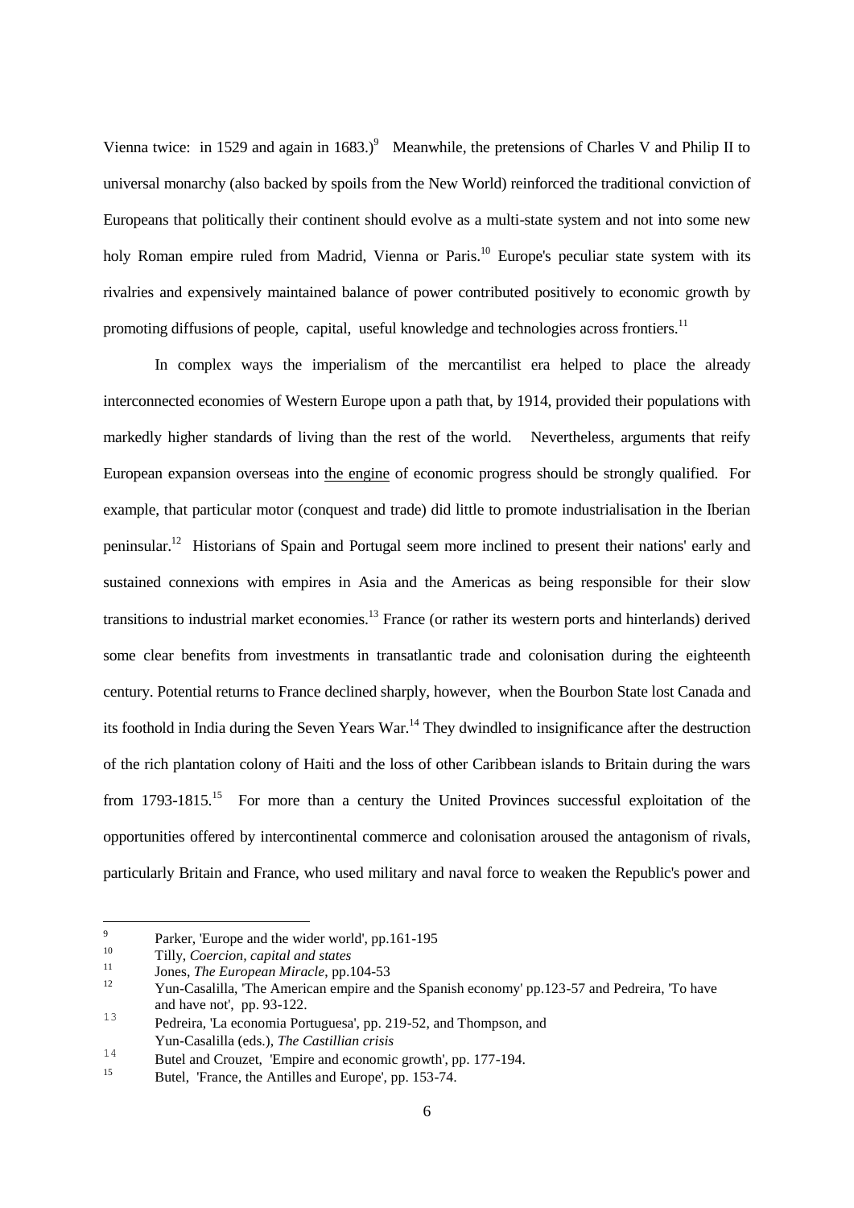Vienna twice: in 1529 and again in 1683.)[9] Meanwhile, the pretensions of Charles V and Philip II to universal monarchy (also backed by spoils from the New World) reinforced the traditional conviction of Europeans that politically their continent should evolve as a multi-state system and not into some new holy Roman empire ruled from Madrid, Vienna or Paris.[10] Europe's peculiar state system with its rivalries and expensively maintained balance of power contributed positively to economic growth by promoting diffusions of people, capital, useful knowledge and technologies across frontiers.[11]

In complex ways the imperialism of the mercantilist era helped to place the already interconnected economies of Western Europe upon a path that, by 1914, provided their populations with markedly higher standards of living than the rest of the world. Nevertheless, arguments that reify European expansion overseas into <u>the engine</u> of economic progress should be strongly qualified. For example, that particular motor (conquest and trade) did little to promote industrialisation in the Iberian peninsular.[12] Historians of Spain and Portugal seem more inclined to present their nations' early and sustained connexions with empires in Asia and the Americas as being responsible for their slow transitions to industrial market economies.[13] France (or rather its western ports and hinterlands) derived some clear benefits from investments in transatlantic trade and colonisation during the eighteenth century. Potential returns to France declined sharply, however, when the Bourbon State lost Canada and its foothold in India during the Seven Years War.[14] They dwindled to insignificance after the destruction of the rich plantation colony of Haiti and the loss of other Caribbean islands to Britain during the wars from 1793-1815.[15] For more than a century the United Provinces successful exploitation of the opportunities offered by intercontinental commerce and colonisation aroused the antagonism of rivals, particularly Britain and France, who used military and naval force to weaken the Republic's power and

---

[9] Parker, 'Europe and the wider world', pp.161-195

[10] Tilly, *Coercion, capital and states*

[11] Jones, *The European Miracle*, pp.104-53

[12] Yun-Casalilla, 'The American empire and the Spanish economy' pp.123-57 and Pedreira, 'To have and have not', pp. 93-122.

[13] Pedreira, 'La economia Portuguesa', pp. 219-52, and Thompson, and Yun-Casalilla (eds.), *The Castillian crisis*

[14] Butel and Crouzet, 'Empire and economic growth', pp. 177-194.

[15] Butel, 'France, the Antilles and Europe', pp. 153-74.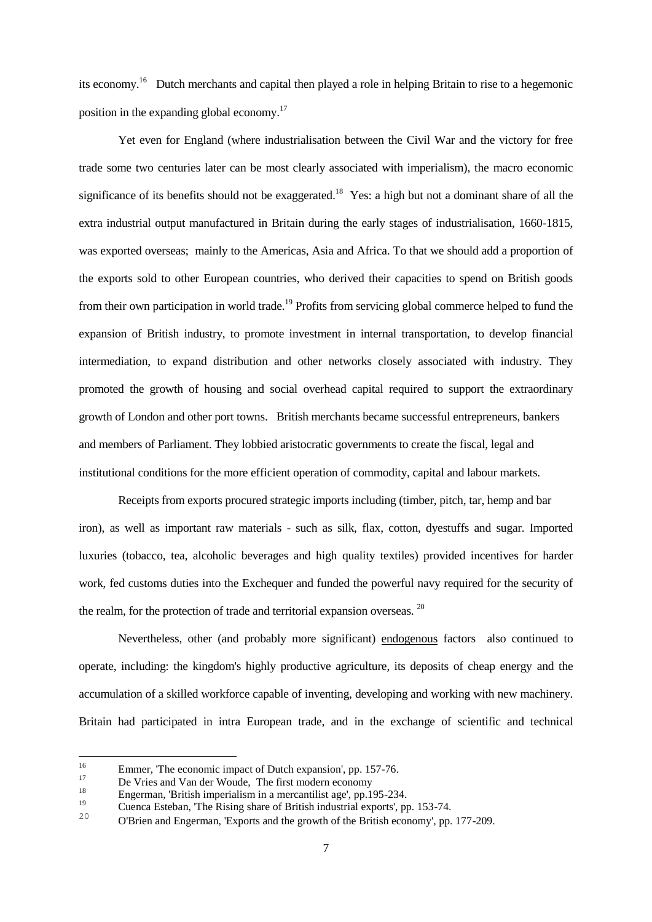its economy.[16] Dutch merchants and capital then played a role in helping Britain to rise to a hegemonic position in the expanding global economy.[17]

Yet even for England (where industrialisation between the Civil War and the victory for free trade some two centuries later can be most clearly associated with imperialism), the macro economic significance of its benefits should not be exaggerated.[18] Yes: a high but not a dominant share of all the extra industrial output manufactured in Britain during the early stages of industrialisation, 1660-1815, was exported overseas; mainly to the Americas, Asia and Africa. To that we should add a proportion of the exports sold to other European countries, who derived their capacities to spend on British goods from their own participation in world trade.[19] Profits from servicing global commerce helped to fund the expansion of British industry, to promote investment in internal transportation, to develop financial intermediation, to expand distribution and other networks closely associated with industry. They promoted the growth of housing and social overhead capital required to support the extraordinary growth of London and other port towns. British merchants became successful entrepreneurs, bankers and members of Parliament. They lobbied aristocratic governments to create the fiscal, legal and institutional conditions for the more efficient operation of commodity, capital and labour markets.

Receipts from exports procured strategic imports including (timber, pitch, tar, hemp and bar iron), as well as important raw materials - such as silk, flax, cotton, dyestuffs and sugar. Imported luxuries (tobacco, tea, alcoholic beverages and high quality textiles) provided incentives for harder work, fed customs duties into the Exchequer and funded the powerful navy required for the security of the realm, for the protection of trade and territorial expansion overseas.[20]

Nevertheless, other (and probably more significant) endogenous factors also continued to operate, including: the kingdom's highly productive agriculture, its deposits of cheap energy and the accumulation of a skilled workforce capable of inventing, developing and working with new machinery. Britain had participated in intra European trade, and in the exchange of scientific and technical

---

[16] Emmer, 'The economic impact of Dutch expansion', pp. 157-76.

[17] De Vries and Van der Woude, The first modern economy

[18] Engerman, 'British imperialism in a mercantilist age', pp.195-234.

[19] Cuenca Esteban, 'The Rising share of British industrial exports', pp. 153-74.

[20] O'Brien and Engerman, 'Exports and the growth of the British economy', pp. 177-209.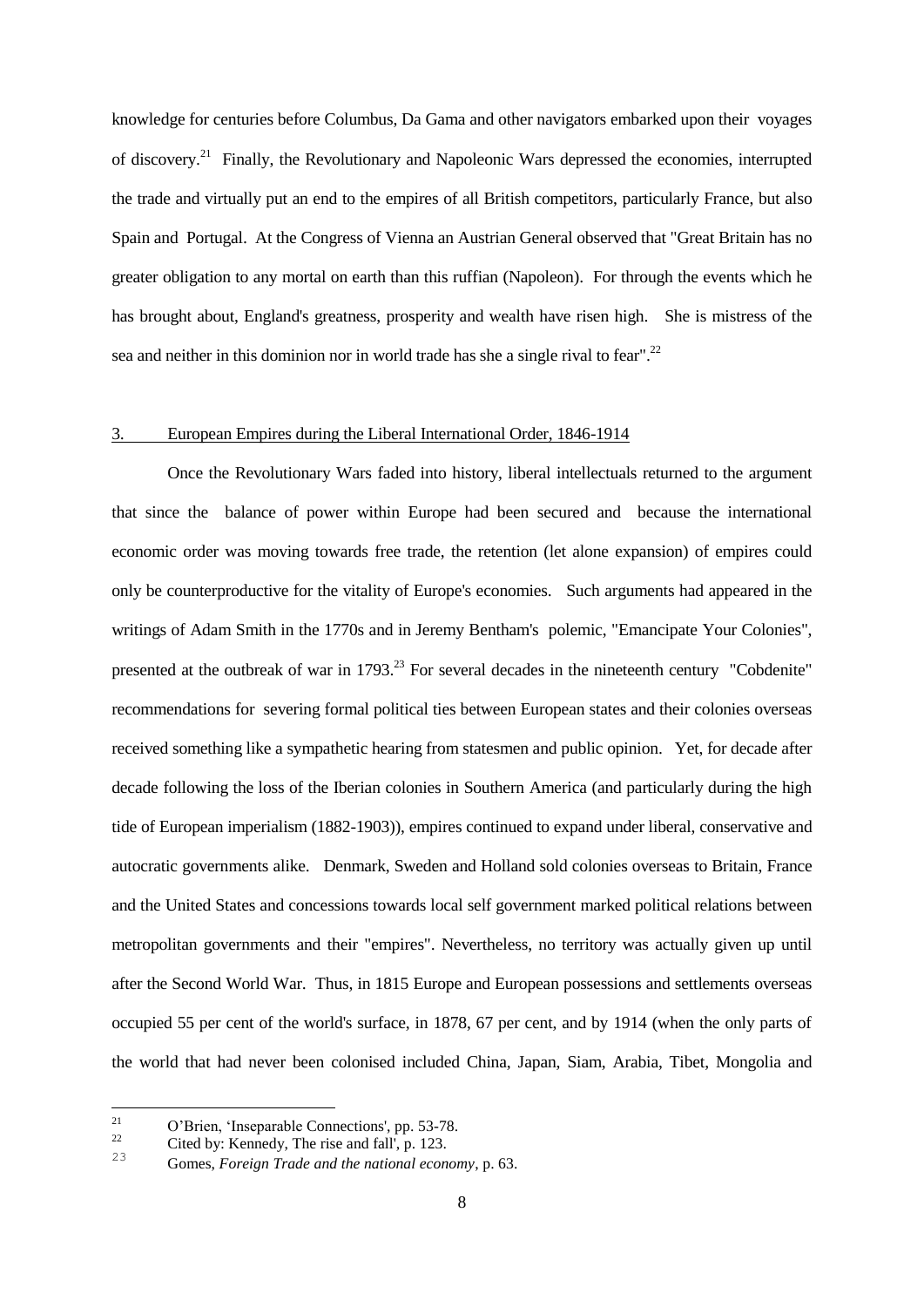knowledge for centuries before Columbus, Da Gama and other navigators embarked upon their voyages of discovery.[21] Finally, the Revolutionary and Napoleonic Wars depressed the economies, interrupted the trade and virtually put an end to the empires of all British competitors, particularly France, but also Spain and Portugal. At the Congress of Vienna an Austrian General observed that "Great Britain has no greater obligation to any mortal on earth than this ruffian (Napoleon). For through the events which he has brought about, England's greatness, prosperity and wealth have risen high. She is mistress of the sea and neither in this dominion nor in world trade has she a single rival to fear".[22]

## 3. European Empires during the Liberal International Order, 1846-1914

Once the Revolutionary Wars faded into history, liberal intellectuals returned to the argument that since the balance of power within Europe had been secured and because the international economic order was moving towards free trade, the retention (let alone expansion) of empires could only be counterproductive for the vitality of Europe's economies. Such arguments had appeared in the writings of Adam Smith in the 1770s and in Jeremy Bentham's polemic, "Emancipate Your Colonies", presented at the outbreak of war in 1793.[23] For several decades in the nineteenth century "Cobdenite" recommendations for severing formal political ties between European states and their colonies overseas received something like a sympathetic hearing from statesmen and public opinion. Yet, for decade after decade following the loss of the Iberian colonies in Southern America (and particularly during the high tide of European imperialism (1882-1903)), empires continued to expand under liberal, conservative and autocratic governments alike. Denmark, Sweden and Holland sold colonies overseas to Britain, France and the United States and concessions towards local self government marked political relations between metropolitan governments and their "empires". Nevertheless, no territory was actually given up until after the Second World War. Thus, in 1815 Europe and European possessions and settlements overseas occupied 55 per cent of the world's surface, in 1878, 67 per cent, and by 1914 (when the only parts of the world that had never been colonised included China, Japan, Siam, Arabia, Tibet, Mongolia and

---

[21] O'Brien, 'Inseparable Connections', pp. 53-78.

[22] Cited by: Kennedy, The rise and fall', p. 123.

[23] Gomes, *Foreign Trade and the national economy*, p. 63.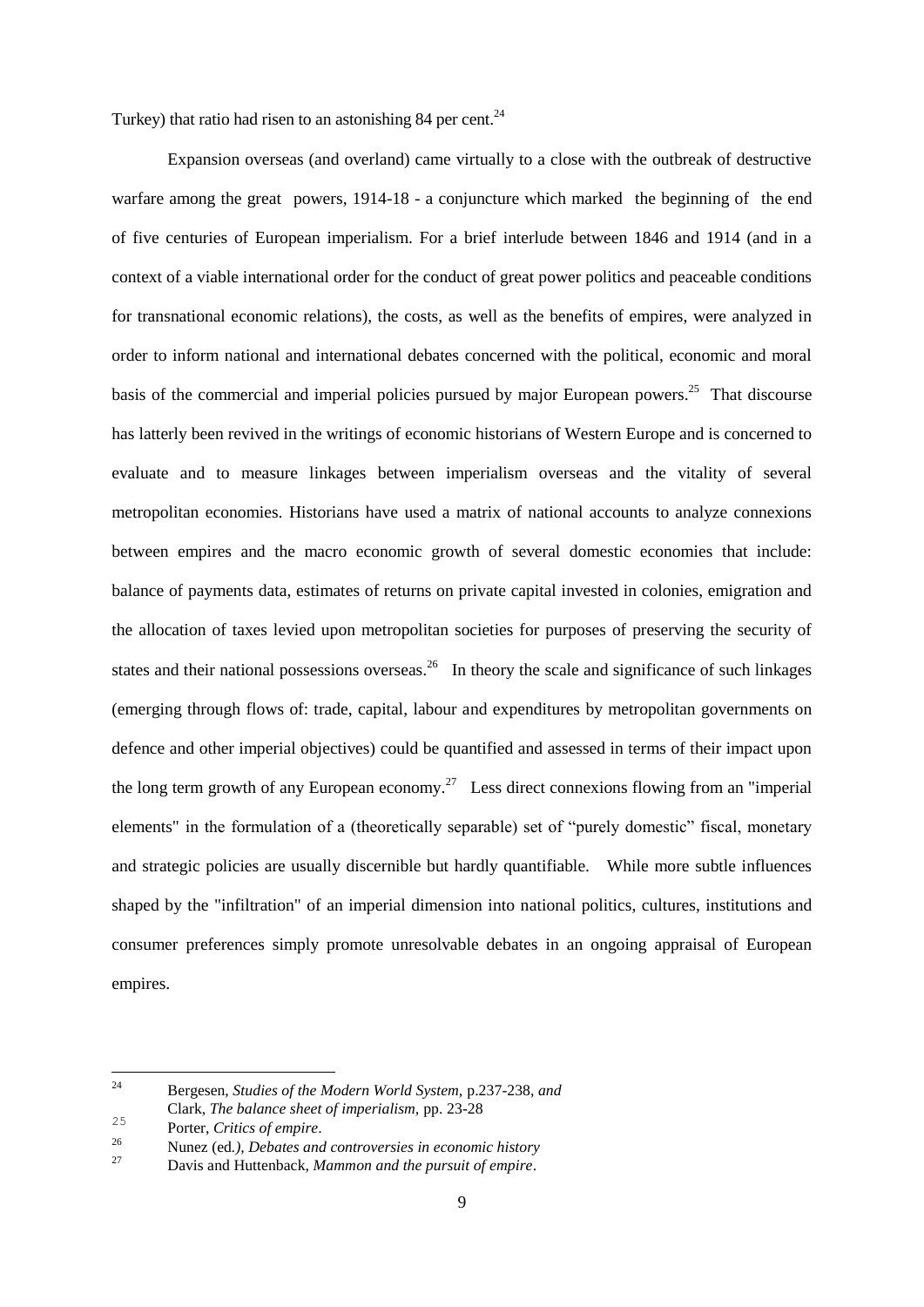Turkey) that ratio had risen to an astonishing 84 per cent.[24]

Expansion overseas (and overland) came virtually to a close with the outbreak of destructive warfare among the great powers, 1914-18 - a conjuncture which marked the beginning of the end of five centuries of European imperialism. For a brief interlude between 1846 and 1914 (and in a context of a viable international order for the conduct of great power politics and peaceable conditions for transnational economic relations), the costs, as well as the benefits of empires, were analyzed in order to inform national and international debates concerned with the political, economic and moral basis of the commercial and imperial policies pursued by major European powers.[25] That discourse has latterly been revived in the writings of economic historians of Western Europe and is concerned to evaluate and to measure linkages between imperialism overseas and the vitality of several metropolitan economies. Historians have used a matrix of national accounts to analyze connexions between empires and the macro economic growth of several domestic economies that include: balance of payments data, estimates of returns on private capital invested in colonies, emigration and the allocation of taxes levied upon metropolitan societies for purposes of preserving the security of states and their national possessions overseas.[26] In theory the scale and significance of such linkages (emerging through flows of: trade, capital, labour and expenditures by metropolitan governments on defence and other imperial objectives) could be quantified and assessed in terms of their impact upon the long term growth of any European economy.[27] Less direct connexions flowing from an "imperial elements" in the formulation of a (theoretically separable) set of "purely domestic" fiscal, monetary and strategic policies are usually discernible but hardly quantifiable. While more subtle influences shaped by the "infiltration" of an imperial dimension into national politics, cultures, institutions and consumer preferences simply promote unresolvable debates in an ongoing appraisal of European empires.

---

[24] Bergesen, *Studies of the Modern World System,* p.237-238*, and* Clark, *The balance sheet of imperialism,* pp. 23-28

[25] Porter, *Critics of empire*.

[26] Nunez (ed*.), Debates and controversies in economic history*

[27] Davis and Huttenback, *Mammon and the pursuit of empire*.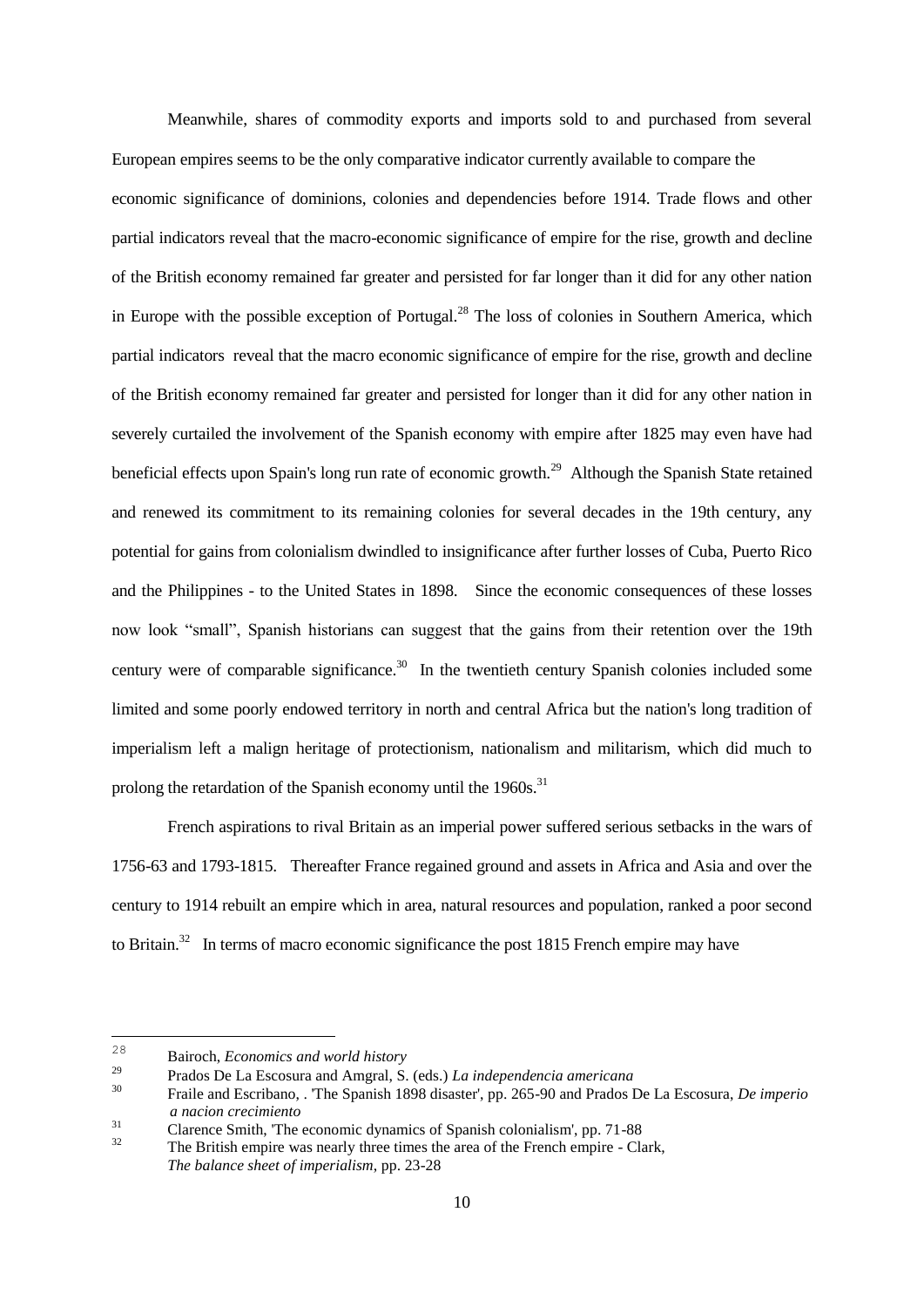Meanwhile, shares of commodity exports and imports sold to and purchased from several European empires seems to be the only comparative indicator currently available to compare the economic significance of dominions, colonies and dependencies before 1914. Trade flows and other partial indicators reveal that the macro-economic significance of empire for the rise, growth and decline of the British economy remained far greater and persisted for far longer than it did for any other nation in Europe with the possible exception of Portugal.[28] The loss of colonies in Southern America, which partial indicators reveal that the macro economic significance of empire for the rise, growth and decline of the British economy remained far greater and persisted for longer than it did for any other nation in severely curtailed the involvement of the Spanish economy with empire after 1825 may even have had beneficial effects upon Spain's long run rate of economic growth.[29] Although the Spanish State retained and renewed its commitment to its remaining colonies for several decades in the 19th century, any potential for gains from colonialism dwindled to insignificance after further losses of Cuba, Puerto Rico and the Philippines - to the United States in 1898. Since the economic consequences of these losses now look "small", Spanish historians can suggest that the gains from their retention over the 19th century were of comparable significance.[30] In the twentieth century Spanish colonies included some limited and some poorly endowed territory in north and central Africa but the nation's long tradition of imperialism left a malign heritage of protectionism, nationalism and militarism, which did much to prolong the retardation of the Spanish economy until the 1960s.[31]

French aspirations to rival Britain as an imperial power suffered serious setbacks in the wars of 1756-63 and 1793-1815. Thereafter France regained ground and assets in Africa and Asia and over the century to 1914 rebuilt an empire which in area, natural resources and population, ranked a poor second to Britain.[32] In terms of macro economic significance the post 1815 French empire may have

---

[28] Bairoch, *Economics and world history*

[29] Prados De La Escosura and Amgral, S. (eds.) *La independencia americana*

[30] Fraile and Escribano, . 'The Spanish 1898 disaster', pp. 265-90 and Prados De La Escosura, *De imperio a nacion crecimiento*

[31] Clarence Smith, 'The economic dynamics of Spanish colonialism', pp. 71-88

[32] The British empire was nearly three times the area of the French empire - Clark, *The balance sheet of imperialism*, pp. 23-28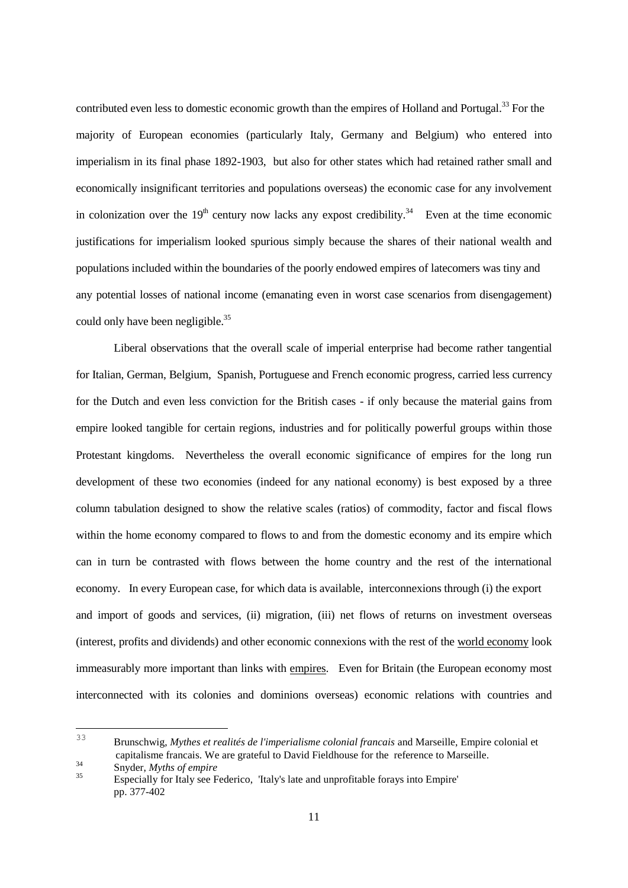contributed even less to domestic economic growth than the empires of Holland and Portugal.[33] For the majority of European economies (particularly Italy, Germany and Belgium) who entered into imperialism in its final phase 1892-1903, but also for other states which had retained rather small and economically insignificant territories and populations overseas) the economic case for any involvement in colonization over the 19th century now lacks any expost credibility.[34] Even at the time economic justifications for imperialism looked spurious simply because the shares of their national wealth and populations included within the boundaries of the poorly endowed empires of latecomers was tiny and any potential losses of national income (emanating even in worst case scenarios from disengagement) could only have been negligible.[35]

Liberal observations that the overall scale of imperial enterprise had become rather tangential for Italian, German, Belgium, Spanish, Portuguese and French economic progress, carried less currency for the Dutch and even less conviction for the British cases - if only because the material gains from empire looked tangible for certain regions, industries and for politically powerful groups within those Protestant kingdoms. Nevertheless the overall economic significance of empires for the long run development of these two economies (indeed for any national economy) is best exposed by a three column tabulation designed to show the relative scales (ratios) of commodity, factor and fiscal flows within the home economy compared to flows to and from the domestic economy and its empire which can in turn be contrasted with flows between the home country and the rest of the international economy. In every European case, for which data is available, interconnexions through (i) the export and import of goods and services, (ii) migration, (iii) net flows of returns on investment overseas (interest, profits and dividends) and other economic connexions with the rest of the world economy look immeasurably more important than links with empires. Even for Britain (the European economy most interconnected with its colonies and dominions overseas) economic relations with countries and

---

[33] Brunschwig, *Mythes et realités de l'imperialisme colonial francais* and Marseille, Empire colonial et capitalisme francais. We are grateful to David Fieldhouse for the reference to Marseille.

[34] Snyder, *Myths of empire*

[35] Especially for Italy see Federico, 'Italy's late and unprofitable forays into Empire' pp. 377-402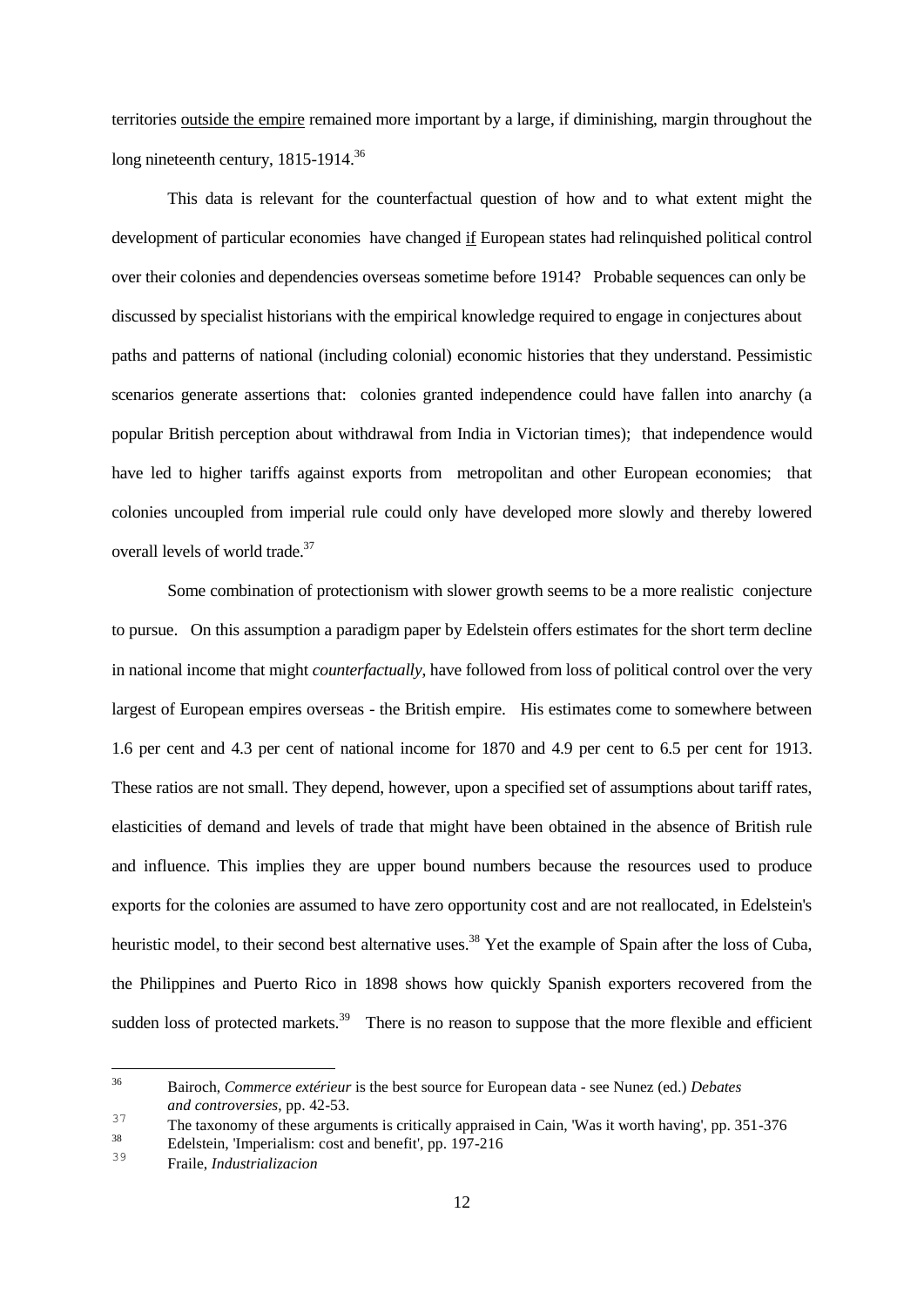territories outside the empire remained more important by a large, if diminishing, margin throughout the long nineteenth century, 1815-1914.[36]

This data is relevant for the counterfactual question of how and to what extent might the development of particular economies have changed if European states had relinquished political control over their colonies and dependencies overseas sometime before 1914? Probable sequences can only be discussed by specialist historians with the empirical knowledge required to engage in conjectures about paths and patterns of national (including colonial) economic histories that they understand. Pessimistic scenarios generate assertions that: colonies granted independence could have fallen into anarchy (a popular British perception about withdrawal from India in Victorian times); that independence would have led to higher tariffs against exports from metropolitan and other European economies; that colonies uncoupled from imperial rule could only have developed more slowly and thereby lowered overall levels of world trade.[37]

Some combination of protectionism with slower growth seems to be a more realistic conjecture to pursue. On this assumption a paradigm paper by Edelstein offers estimates for the short term decline in national income that might *counterfactually*, have followed from loss of political control over the very largest of European empires overseas - the British empire. His estimates come to somewhere between 1.6 per cent and 4.3 per cent of national income for 1870 and 4.9 per cent to 6.5 per cent for 1913. These ratios are not small. They depend, however, upon a specified set of assumptions about tariff rates, elasticities of demand and levels of trade that might have been obtained in the absence of British rule and influence. This implies they are upper bound numbers because the resources used to produce exports for the colonies are assumed to have zero opportunity cost and are not reallocated, in Edelstein's heuristic model, to their second best alternative uses.[38] Yet the example of Spain after the loss of Cuba, the Philippines and Puerto Rico in 1898 shows how quickly Spanish exporters recovered from the sudden loss of protected markets.[39] There is no reason to suppose that the more flexible and efficient

---

[36] Bairoch, *Commerce extérieur* is the best source for European data - see Nunez (ed.) *Debates and controversies*, pp. 42-53.

[37] The taxonomy of these arguments is critically appraised in Cain, 'Was it worth having', pp. 351-376

[38] Edelstein, 'Imperialism: cost and benefit', pp. 197-216

[39] Fraile, *Industrializacion*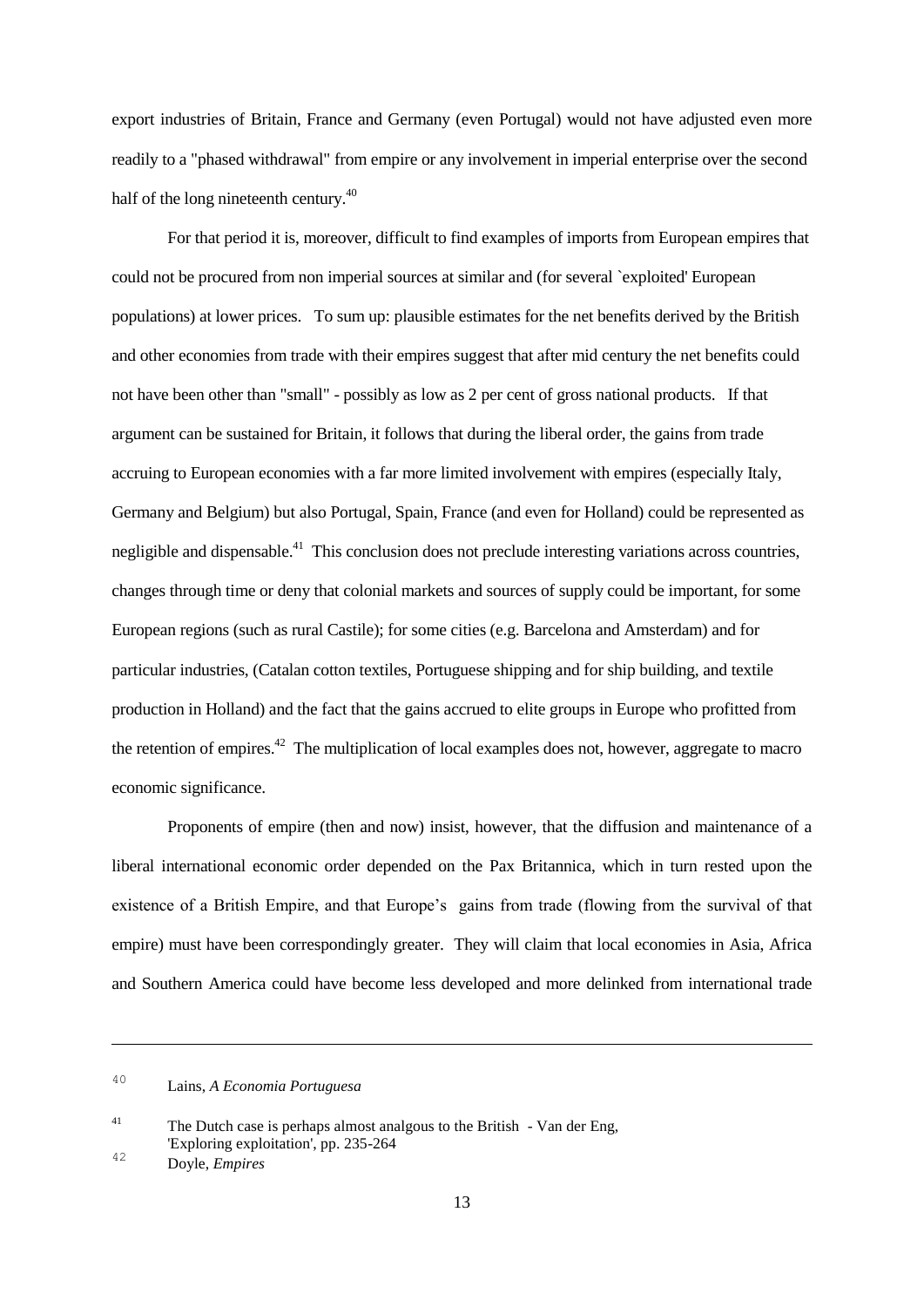export industries of Britain, France and Germany (even Portugal) would not have adjusted even more readily to a "phased withdrawal" from empire or any involvement in imperial enterprise over the second half of the long nineteenth century.[40]

For that period it is, moreover, difficult to find examples of imports from European empires that could not be procured from non imperial sources at similar and (for several `exploited' European populations) at lower prices. To sum up: plausible estimates for the net benefits derived by the British and other economies from trade with their empires suggest that after mid century the net benefits could not have been other than "small" - possibly as low as 2 per cent of gross national products. If that argument can be sustained for Britain, it follows that during the liberal order, the gains from trade accruing to European economies with a far more limited involvement with empires (especially Italy, Germany and Belgium) but also Portugal, Spain, France (and even for Holland) could be represented as negligible and dispensable.[41] This conclusion does not preclude interesting variations across countries, changes through time or deny that colonial markets and sources of supply could be important, for some European regions (such as rural Castile); for some cities (e.g. Barcelona and Amsterdam) and for particular industries, (Catalan cotton textiles, Portuguese shipping and for ship building, and textile production in Holland) and the fact that the gains accrued to elite groups in Europe who profitted from the retention of empires.[42] The multiplication of local examples does not, however, aggregate to macro economic significance.

Proponents of empire (then and now) insist, however, that the diffusion and maintenance of a liberal international economic order depended on the Pax Britannica, which in turn rested upon the existence of a British Empire, and that Europe's gains from trade (flowing from the survival of that empire) must have been correspondingly greater. They will claim that local economies in Asia, Africa and Southern America could have become less developed and more delinked from international trade

---

[40] Lains, *A Economia Portuguesa*

[41] The Dutch case is perhaps almost analgous to the British - Van der Eng, 'Exploring exploitation', pp. 235-264

[42] Doyle, *Empires*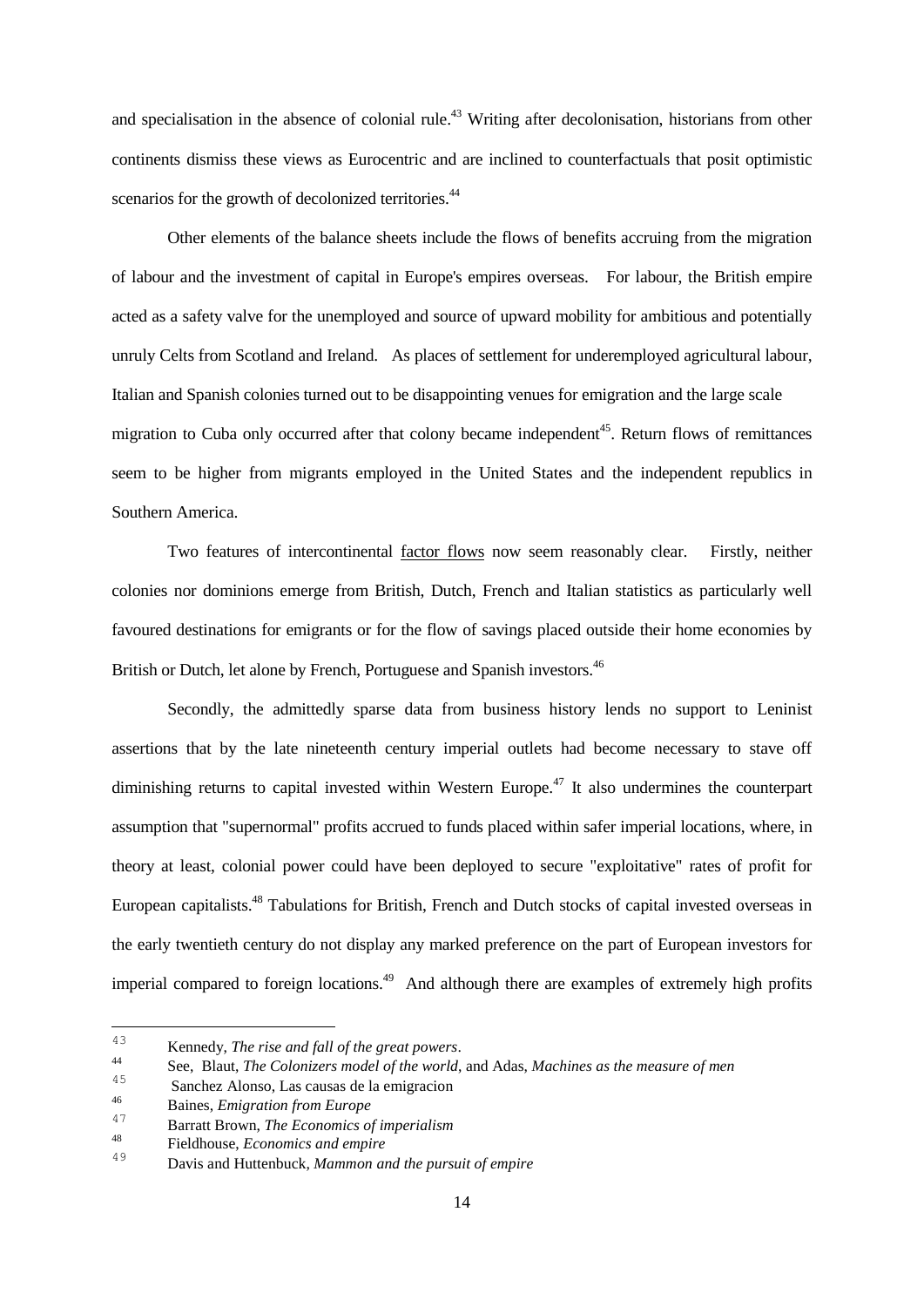and specialisation in the absence of colonial rule.[43] Writing after decolonisation, historians from other continents dismiss these views as Eurocentric and are inclined to counterfactuals that posit optimistic scenarios for the growth of decolonized territories.[44]

Other elements of the balance sheets include the flows of benefits accruing from the migration of labour and the investment of capital in Europe's empires overseas. For labour, the British empire acted as a safety valve for the unemployed and source of upward mobility for ambitious and potentially unruly Celts from Scotland and Ireland. As places of settlement for underemployed agricultural labour, Italian and Spanish colonies turned out to be disappointing venues for emigration and the large scale migration to Cuba only occurred after that colony became independent[45]. Return flows of remittances seem to be higher from migrants employed in the United States and the independent republics in Southern America.

Two features of intercontinental <u>factor flows</u> now seem reasonably clear. Firstly, neither colonies nor dominions emerge from British, Dutch, French and Italian statistics as particularly well favoured destinations for emigrants or for the flow of savings placed outside their home economies by British or Dutch, let alone by French, Portuguese and Spanish investors.[46]

Secondly, the admittedly sparse data from business history lends no support to Leninist assertions that by the late nineteenth century imperial outlets had become necessary to stave off diminishing returns to capital invested within Western Europe.[47] It also undermines the counterpart assumption that "supernormal" profits accrued to funds placed within safer imperial locations, where, in theory at least, colonial power could have been deployed to secure "exploitative" rates of profit for European capitalists.[48] Tabulations for British, French and Dutch stocks of capital invested overseas in the early twentieth century do not display any marked preference on the part of European investors for imperial compared to foreign locations.[49] And although there are examples of extremely high profits

---

43 Kennedy, *The rise and fall of the great powers*.

44 See, Blaut, *The Colonizers model of the world*, and Adas, *Machines as the measure of men*

45 Sanchez Alonso, Las causas de la emigracion

46 Baines, *Emigration from Europe*

47 Barratt Brown, *The Economics of imperialism*

48 Fieldhouse, *Economics and empire*

49 Davis and Huttenbuck, *Mammon and the pursuit of empire*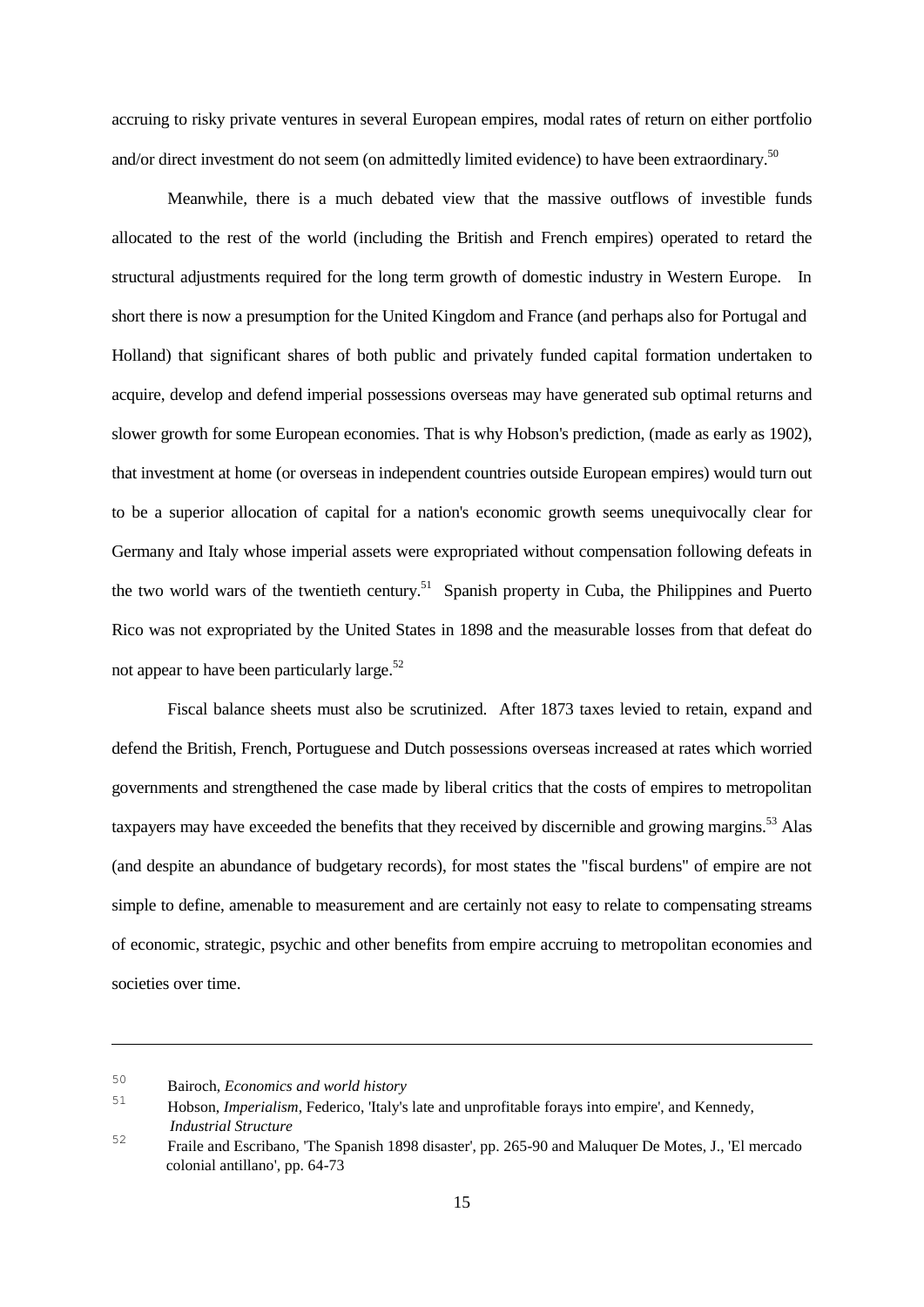accruing to risky private ventures in several European empires, modal rates of return on either portfolio and/or direct investment do not seem (on admittedly limited evidence) to have been extraordinary.[50]

Meanwhile, there is a much debated view that the massive outflows of investible funds allocated to the rest of the world (including the British and French empires) operated to retard the structural adjustments required for the long term growth of domestic industry in Western Europe. In short there is now a presumption for the United Kingdom and France (and perhaps also for Portugal and Holland) that significant shares of both public and privately funded capital formation undertaken to acquire, develop and defend imperial possessions overseas may have generated sub optimal returns and slower growth for some European economies. That is why Hobson's prediction, (made as early as 1902), that investment at home (or overseas in independent countries outside European empires) would turn out to be a superior allocation of capital for a nation's economic growth seems unequivocally clear for Germany and Italy whose imperial assets were expropriated without compensation following defeats in the two world wars of the twentieth century.[51] Spanish property in Cuba, the Philippines and Puerto Rico was not expropriated by the United States in 1898 and the measurable losses from that defeat do not appear to have been particularly large.[52]

Fiscal balance sheets must also be scrutinized. After 1873 taxes levied to retain, expand and defend the British, French, Portuguese and Dutch possessions overseas increased at rates which worried governments and strengthened the case made by liberal critics that the costs of empires to metropolitan taxpayers may have exceeded the benefits that they received by discernible and growing margins.[53] Alas (and despite an abundance of budgetary records), for most states the "fiscal burdens" of empire are not simple to define, amenable to measurement and are certainly not easy to relate to compensating streams of economic, strategic, psychic and other benefits from empire accruing to metropolitan economies and societies over time.

---

[50] Bairoch, *Economics and world history*

[51] Hobson, *Imperialism*, Federico, 'Italy's late and unprofitable forays into empire', and Kennedy, *Industrial Structure*

[52] Fraile and Escribano, 'The Spanish 1898 disaster', pp. 265-90 and Maluquer De Motes, J., 'El mercado colonial antillano', pp. 64-73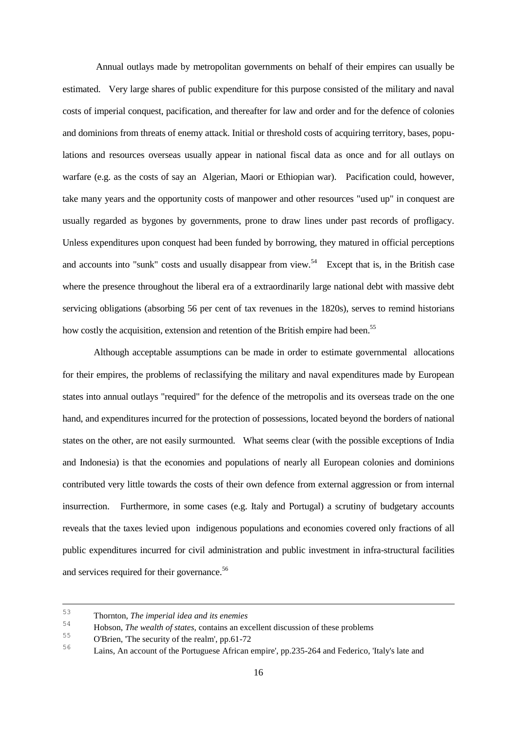Annual outlays made by metropolitan governments on behalf of their empires can usually be estimated. Very large shares of public expenditure for this purpose consisted of the military and naval costs of imperial conquest, pacification, and thereafter for law and order and for the defence of colonies and dominions from threats of enemy attack. Initial or threshold costs of acquiring territory, bases, populations and resources overseas usually appear in national fiscal data as once and for all outlays on warfare (e.g. as the costs of say an Algerian, Maori or Ethiopian war). Pacification could, however, take many years and the opportunity costs of manpower and other resources "used up" in conquest are usually regarded as bygones by governments, prone to draw lines under past records of profligacy. Unless expenditures upon conquest had been funded by borrowing, they matured in official perceptions and accounts into "sunk" costs and usually disappear from view.[54] Except that is, in the British case where the presence throughout the liberal era of a extraordinarily large national debt with massive debt servicing obligations (absorbing 56 per cent of tax revenues in the 1820s), serves to remind historians how costly the acquisition, extension and retention of the British empire had been.[55]

Although acceptable assumptions can be made in order to estimate governmental allocations for their empires, the problems of reclassifying the military and naval expenditures made by European states into annual outlays "required" for the defence of the metropolis and its overseas trade on the one hand, and expenditures incurred for the protection of possessions, located beyond the borders of national states on the other, are not easily surmounted. What seems clear (with the possible exceptions of India and Indonesia) is that the economies and populations of nearly all European colonies and dominions contributed very little towards the costs of their own defence from external aggression or from internal insurrection. Furthermore, in some cases (e.g. Italy and Portugal) a scrutiny of budgetary accounts reveals that the taxes levied upon indigenous populations and economies covered only fractions of all public expenditures incurred for civil administration and public investment in infra-structural facilities and services required for their governance.[56]

---

[53] Thornton, *The imperial idea and its enemies*

[54] Hobson, *The wealth of states*, contains an excellent discussion of these problems

[55] O'Brien, 'The security of the realm', pp.61-72

[56] Lains, An account of the Portuguese African empire', pp.235-264 and Federico, 'Italy's late and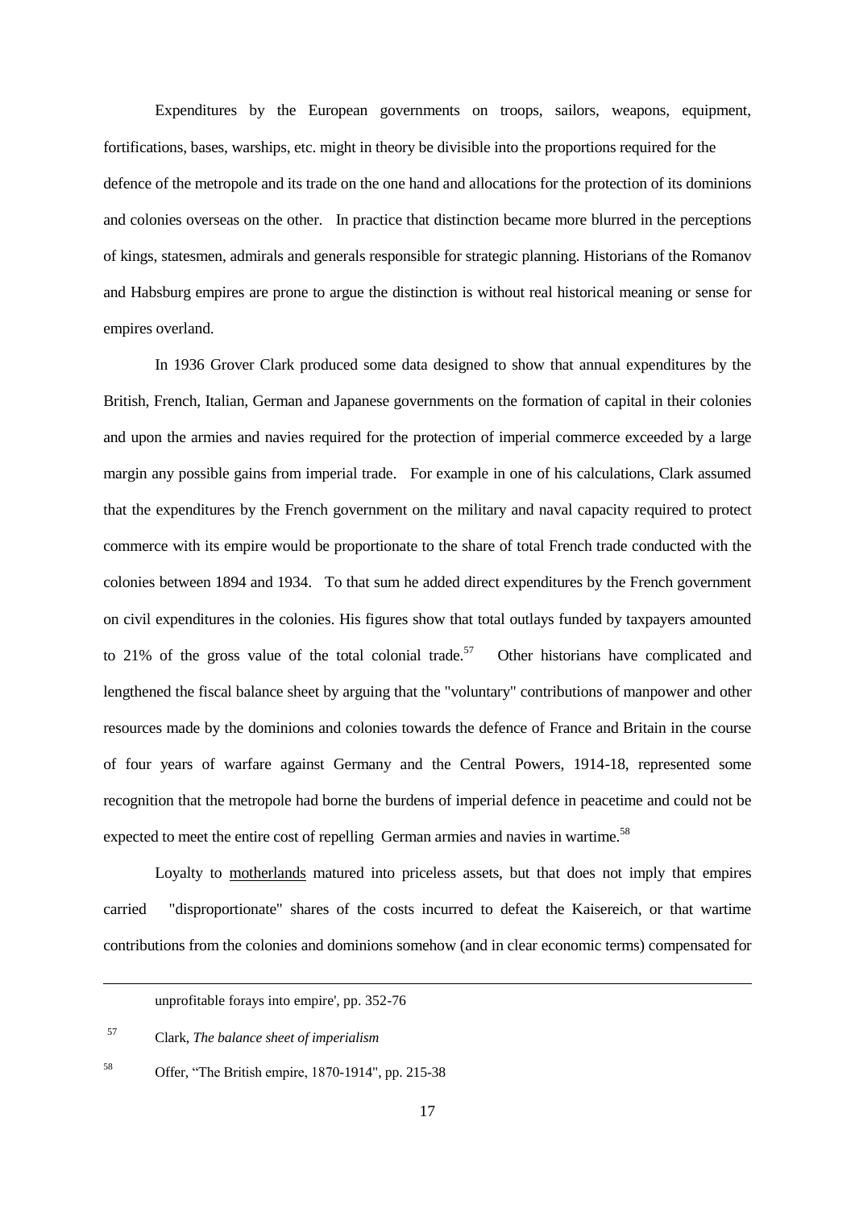Expenditures by the European governments on troops, sailors, weapons, equipment, fortifications, bases, warships, etc. might in theory be divisible into the proportions required for the defence of the metropole and its trade on the one hand and allocations for the protection of its dominions and colonies overseas on the other. In practice that distinction became more blurred in the perceptions of kings, statesmen, admirals and generals responsible for strategic planning. Historians of the Romanov and Habsburg empires are prone to argue the distinction is without real historical meaning or sense for empires overland.

In 1936 Grover Clark produced some data designed to show that annual expenditures by the British, French, Italian, German and Japanese governments on the formation of capital in their colonies and upon the armies and navies required for the protection of imperial commerce exceeded by a large margin any possible gains from imperial trade. For example in one of his calculations, Clark assumed that the expenditures by the French government on the military and naval capacity required to protect commerce with its empire would be proportionate to the share of total French trade conducted with the colonies between 1894 and 1934. To that sum he added direct expenditures by the French government on civil expenditures in the colonies. His figures show that total outlays funded by taxpayers amounted to 21% of the gross value of the total colonial trade.[57] Other historians have complicated and lengthened the fiscal balance sheet by arguing that the "voluntary" contributions of manpower and other resources made by the dominions and colonies towards the defence of France and Britain in the course of four years of warfare against Germany and the Central Powers, 1914-18, represented some recognition that the metropole had borne the burdens of imperial defence in peacetime and could not be expected to meet the entire cost of repelling German armies and navies in wartime.[58]

Loyalty to <u>motherlands</u> matured into priceless assets, but that does not imply that empires carried "disproportionate" shares of the costs incurred to defeat the Kaisereich, or that wartime contributions from the colonies and dominions somehow (and in clear economic terms) compensated for

---

unprofitable forays into empire', pp. 352-76

[57] Clark, *The balance sheet of imperialism*

[58] Offer, "The British empire, 1870-1914", pp. 215-38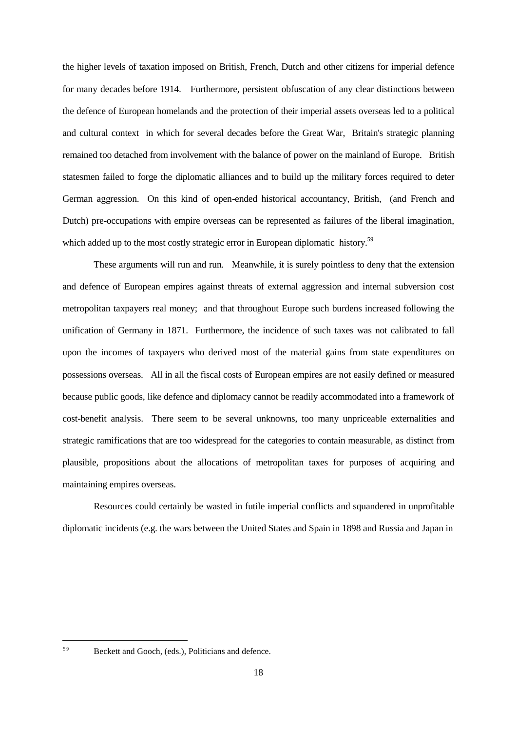the higher levels of taxation imposed on British, French, Dutch and other citizens for imperial defence for many decades before 1914. Furthermore, persistent obfuscation of any clear distinctions between the defence of European homelands and the protection of their imperial assets overseas led to a political and cultural context in which for several decades before the Great War, Britain's strategic planning remained too detached from involvement with the balance of power on the mainland of Europe. British statesmen failed to forge the diplomatic alliances and to build up the military forces required to deter German aggression. On this kind of open-ended historical accountancy, British, (and French and Dutch) pre-occupations with empire overseas can be represented as failures of the liberal imagination, which added up to the most costly strategic error in European diplomatic history.[59]

These arguments will run and run. Meanwhile, it is surely pointless to deny that the extension and defence of European empires against threats of external aggression and internal subversion cost metropolitan taxpayers real money; and that throughout Europe such burdens increased following the unification of Germany in 1871. Furthermore, the incidence of such taxes was not calibrated to fall upon the incomes of taxpayers who derived most of the material gains from state expenditures on possessions overseas. All in all the fiscal costs of European empires are not easily defined or measured because public goods, like defence and diplomacy cannot be readily accommodated into a framework of cost-benefit analysis. There seem to be several unknowns, too many unpriceable externalities and strategic ramifications that are too widespread for the categories to contain measurable, as distinct from plausible, propositions about the allocations of metropolitan taxes for purposes of acquiring and maintaining empires overseas.

Resources could certainly be wasted in futile imperial conflicts and squandered in unprofitable diplomatic incidents (e.g. the wars between the United States and Spain in 1898 and Russia and Japan in

---

[59] Beckett and Gooch, (eds.), Politicians and defence.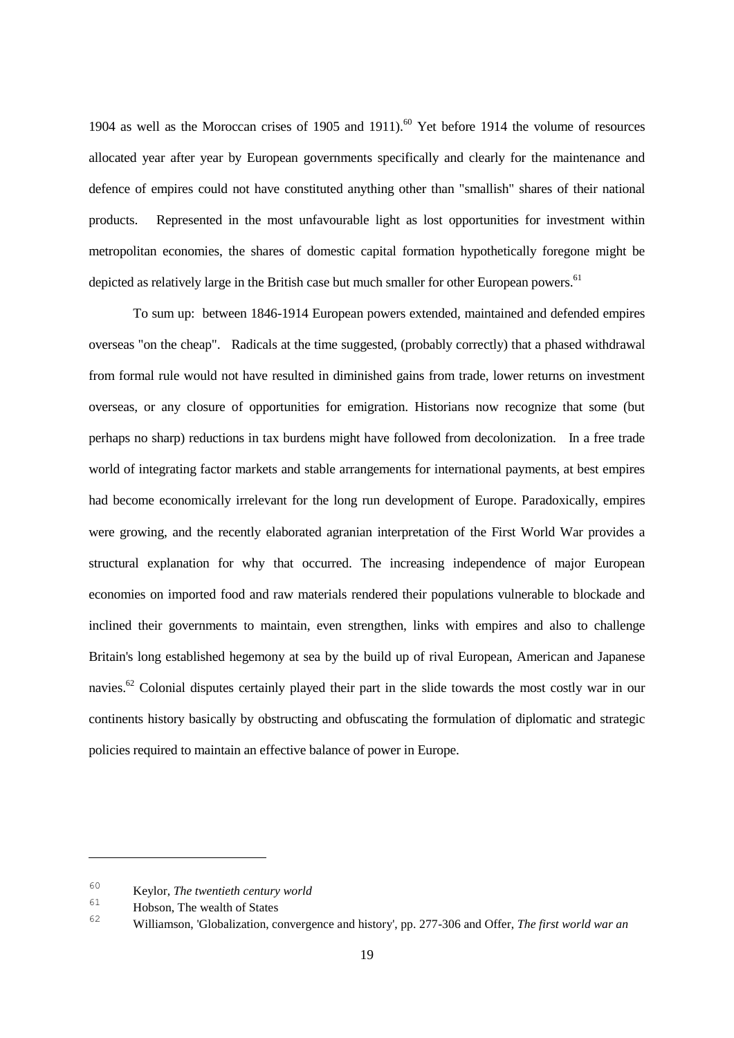1904 as well as the Moroccan crises of 1905 and 1911).[60] Yet before 1914 the volume of resources allocated year after year by European governments specifically and clearly for the maintenance and defence of empires could not have constituted anything other than "smallish" shares of their national products. Represented in the most unfavourable light as lost opportunities for investment within metropolitan economies, the shares of domestic capital formation hypothetically foregone might be depicted as relatively large in the British case but much smaller for other European powers.[61]

To sum up: between 1846-1914 European powers extended, maintained and defended empires overseas "on the cheap". Radicals at the time suggested, (probably correctly) that a phased withdrawal from formal rule would not have resulted in diminished gains from trade, lower returns on investment overseas, or any closure of opportunities for emigration. Historians now recognize that some (but perhaps no sharp) reductions in tax burdens might have followed from decolonization. In a free trade world of integrating factor markets and stable arrangements for international payments, at best empires had become economically irrelevant for the long run development of Europe. Paradoxically, empires were growing, and the recently elaborated agranian interpretation of the First World War provides a structural explanation for why that occurred. The increasing independence of major European economies on imported food and raw materials rendered their populations vulnerable to blockade and inclined their governments to maintain, even strengthen, links with empires and also to challenge Britain's long established hegemony at sea by the build up of rival European, American and Japanese navies.[62] Colonial disputes certainly played their part in the slide towards the most costly war in our continents history basically by obstructing and obfuscating the formulation of diplomatic and strategic policies required to maintain an effective balance of power in Europe.

---

[60] Keylor, *The twentieth century world*

[61] Hobson, The wealth of States

[62] Williamson, 'Globalization, convergence and history', pp. 277-306 and Offer, *The first world war an*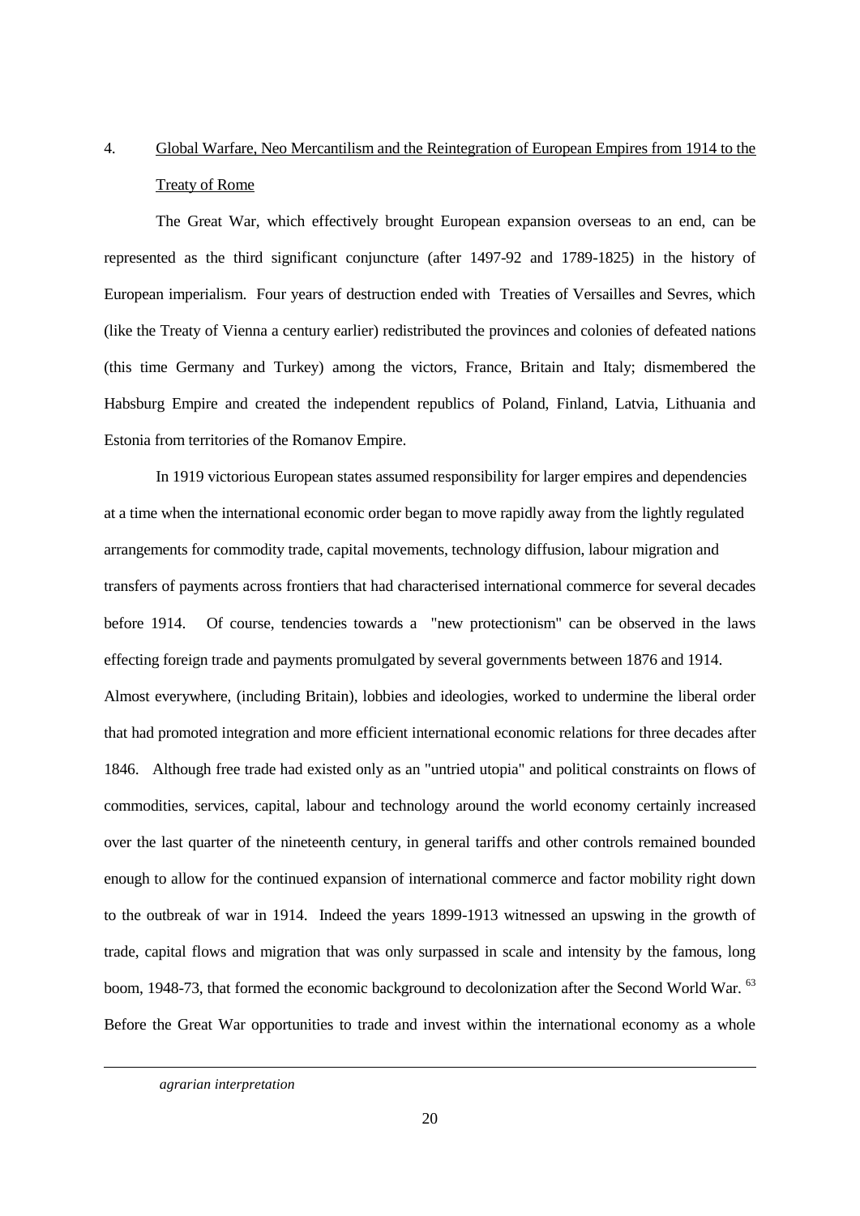4. <u>Global Warfare, Neo Mercantilism and the Reintegration of European Empires from 1914 to the Treaty of Rome</u>

The Great War, which effectively brought European expansion overseas to an end, can be represented as the third significant conjuncture (after 1497-92 and 1789-1825) in the history of European imperialism. Four years of destruction ended with Treaties of Versailles and Sevres, which (like the Treaty of Vienna a century earlier) redistributed the provinces and colonies of defeated nations (this time Germany and Turkey) among the victors, France, Britain and Italy; dismembered the Habsburg Empire and created the independent republics of Poland, Finland, Latvia, Lithuania and Estonia from territories of the Romanov Empire.

In 1919 victorious European states assumed responsibility for larger empires and dependencies at a time when the international economic order began to move rapidly away from the lightly regulated arrangements for commodity trade, capital movements, technology diffusion, labour migration and transfers of payments across frontiers that had characterised international commerce for several decades before 1914. Of course, tendencies towards a "new protectionism" can be observed in the laws effecting foreign trade and payments promulgated by several governments between 1876 and 1914. Almost everywhere, (including Britain), lobbies and ideologies, worked to undermine the liberal order that had promoted integration and more efficient international economic relations for three decades after 1846. Although free trade had existed only as an "untried utopia" and political constraints on flows of commodities, services, capital, labour and technology around the world economy certainly increased over the last quarter of the nineteenth century, in general tariffs and other controls remained bounded enough to allow for the continued expansion of international commerce and factor mobility right down to the outbreak of war in 1914. Indeed the years 1899-1913 witnessed an upswing in the growth of trade, capital flows and migration that was only surpassed in scale and intensity by the famous, long boom, 1948-73, that formed the economic background to decolonization after the Second World War. [63] Before the Great War opportunities to trade and invest within the international economy as a whole

*agrarian interpretation*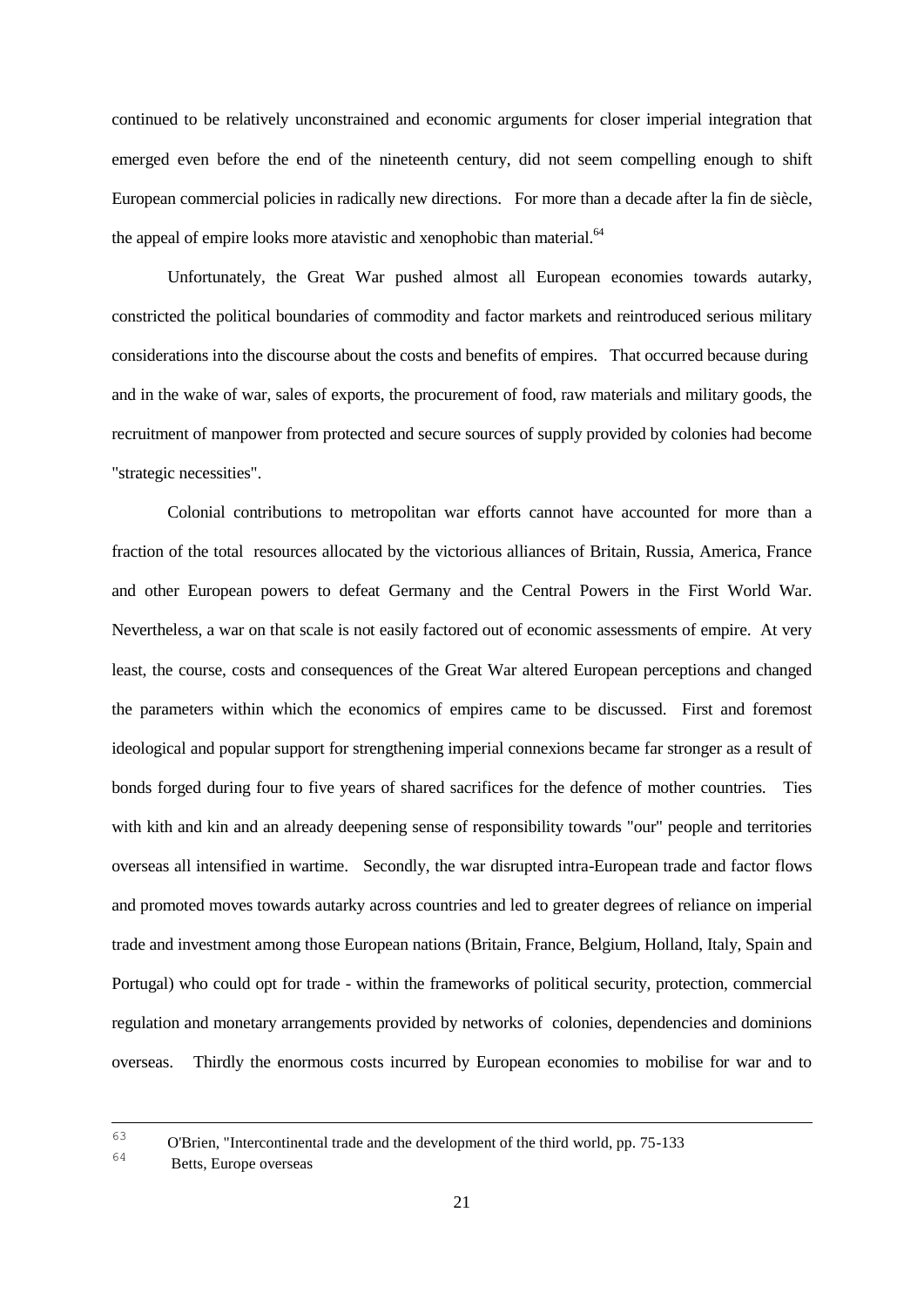continued to be relatively unconstrained and economic arguments for closer imperial integration that emerged even before the end of the nineteenth century, did not seem compelling enough to shift European commercial policies in radically new directions. For more than a decade after la fin de siècle, the appeal of empire looks more atavistic and xenophobic than material.[64]

Unfortunately, the Great War pushed almost all European economies towards autarky, constricted the political boundaries of commodity and factor markets and reintroduced serious military considerations into the discourse about the costs and benefits of empires. That occurred because during and in the wake of war, sales of exports, the procurement of food, raw materials and military goods, the recruitment of manpower from protected and secure sources of supply provided by colonies had become "strategic necessities".

Colonial contributions to metropolitan war efforts cannot have accounted for more than a fraction of the total resources allocated by the victorious alliances of Britain, Russia, America, France and other European powers to defeat Germany and the Central Powers in the First World War. Nevertheless, a war on that scale is not easily factored out of economic assessments of empire. At very least, the course, costs and consequences of the Great War altered European perceptions and changed the parameters within which the economics of empires came to be discussed. First and foremost ideological and popular support for strengthening imperial connexions became far stronger as a result of bonds forged during four to five years of shared sacrifices for the defence of mother countries. Ties with kith and kin and an already deepening sense of responsibility towards "our" people and territories overseas all intensified in wartime. Secondly, the war disrupted intra-European trade and factor flows and promoted moves towards autarky across countries and led to greater degrees of reliance on imperial trade and investment among those European nations (Britain, France, Belgium, Holland, Italy, Spain and Portugal) who could opt for trade - within the frameworks of political security, protection, commercial regulation and monetary arrangements provided by networks of colonies, dependencies and dominions overseas. Thirdly the enormous costs incurred by European economies to mobilise for war and to

---

[63] O'Brien, "Intercontinental trade and the development of the third world, pp. 75-133

[64] Betts, Europe overseas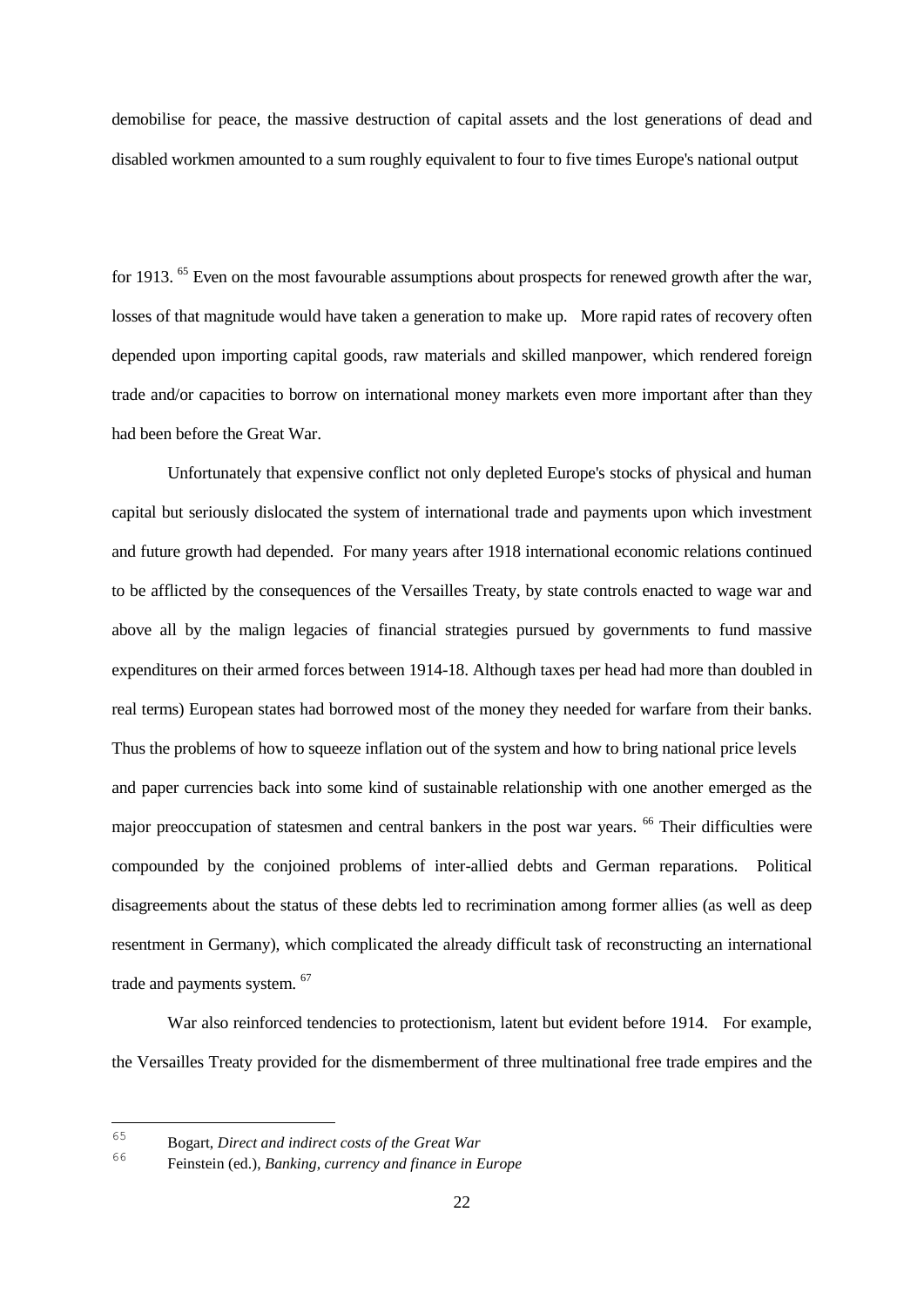demobilise for peace, the massive destruction of capital assets and the lost generations of dead and disabled workmen amounted to a sum roughly equivalent to four to five times Europe's national output for 1913. [65] Even on the most favourable assumptions about prospects for renewed growth after the war, losses of that magnitude would have taken a generation to make up. More rapid rates of recovery often depended upon importing capital goods, raw materials and skilled manpower, which rendered foreign trade and/or capacities to borrow on international money markets even more important after than they had been before the Great War.

Unfortunately that expensive conflict not only depleted Europe's stocks of physical and human capital but seriously dislocated the system of international trade and payments upon which investment and future growth had depended. For many years after 1918 international economic relations continued to be afflicted by the consequences of the Versailles Treaty, by state controls enacted to wage war and above all by the malign legacies of financial strategies pursued by governments to fund massive expenditures on their armed forces between 1914-18. Although taxes per head had more than doubled in real terms) European states had borrowed most of the money they needed for warfare from their banks. Thus the problems of how to squeeze inflation out of the system and how to bring national price levels and paper currencies back into some kind of sustainable relationship with one another emerged as the major preoccupation of statesmen and central bankers in the post war years. [66] Their difficulties were compounded by the conjoined problems of inter-allied debts and German reparations. Political disagreements about the status of these debts led to recrimination among former allies (as well as deep resentment in Germany), which complicated the already difficult task of reconstructing an international trade and payments system. [67]

War also reinforced tendencies to protectionism, latent but evident before 1914. For example, the Versailles Treaty provided for the dismemberment of three multinational free trade empires and the

---

[65] Bogart, *Direct and indirect costs of the Great War*

[66] Feinstein (ed.), *Banking, currency and finance in Europe*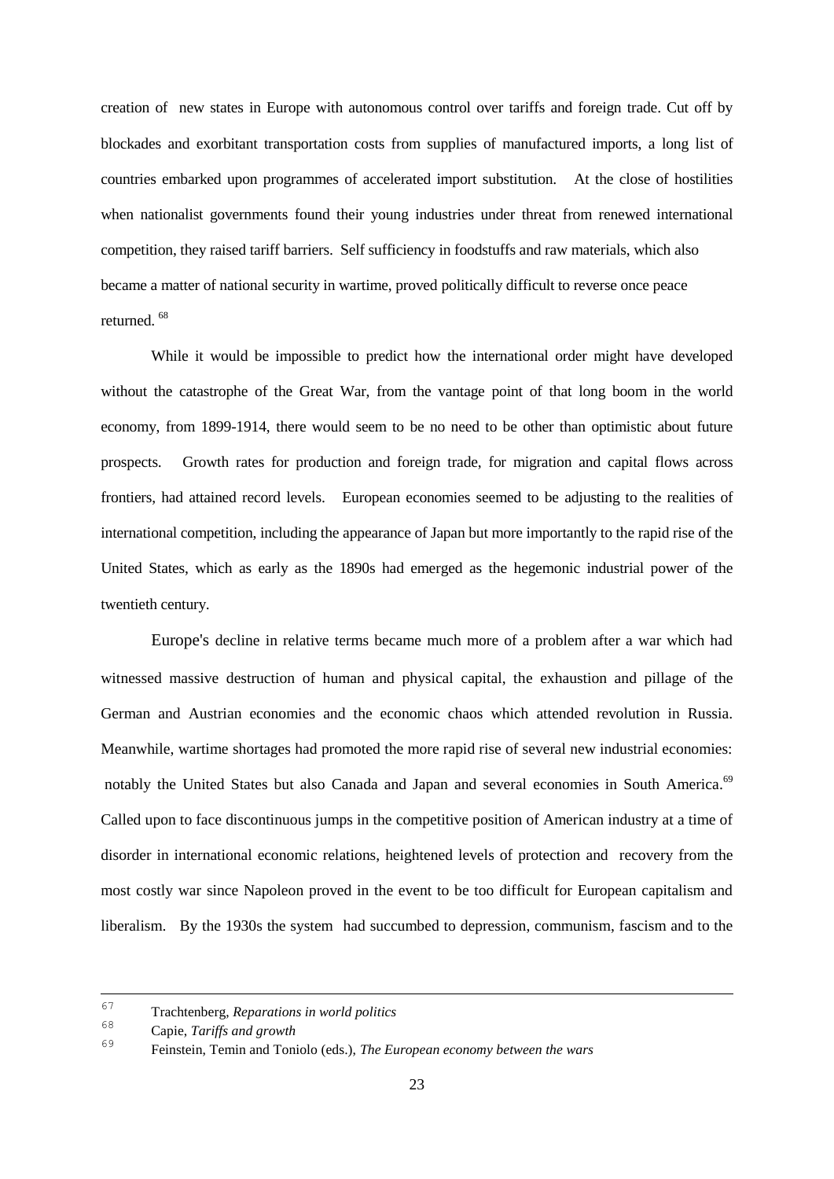creation of new states in Europe with autonomous control over tariffs and foreign trade. Cut off by blockades and exorbitant transportation costs from supplies of manufactured imports, a long list of countries embarked upon programmes of accelerated import substitution. At the close of hostilities when nationalist governments found their young industries under threat from renewed international competition, they raised tariff barriers. Self sufficiency in foodstuffs and raw materials, which also became a matter of national security in wartime, proved politically difficult to reverse once peace returned. [68]

While it would be impossible to predict how the international order might have developed without the catastrophe of the Great War, from the vantage point of that long boom in the world economy, from 1899-1914, there would seem to be no need to be other than optimistic about future prospects. Growth rates for production and foreign trade, for migration and capital flows across frontiers, had attained record levels. European economies seemed to be adjusting to the realities of international competition, including the appearance of Japan but more importantly to the rapid rise of the United States, which as early as the 1890s had emerged as the hegemonic industrial power of the twentieth century.

Europe's decline in relative terms became much more of a problem after a war which had witnessed massive destruction of human and physical capital, the exhaustion and pillage of the German and Austrian economies and the economic chaos which attended revolution in Russia. Meanwhile, wartime shortages had promoted the more rapid rise of several new industrial economies: notably the United States but also Canada and Japan and several economies in South America.[69] Called upon to face discontinuous jumps in the competitive position of American industry at a time of disorder in international economic relations, heightened levels of protection and recovery from the most costly war since Napoleon proved in the event to be too difficult for European capitalism and liberalism. By the 1930s the system had succumbed to depression, communism, fascism and to the

---

[67] Trachtenberg, *Reparations in world politics*

[68] Capie, *Tariffs and growth*

[69] Feinstein, Temin and Toniolo (eds.), *The European economy between the wars*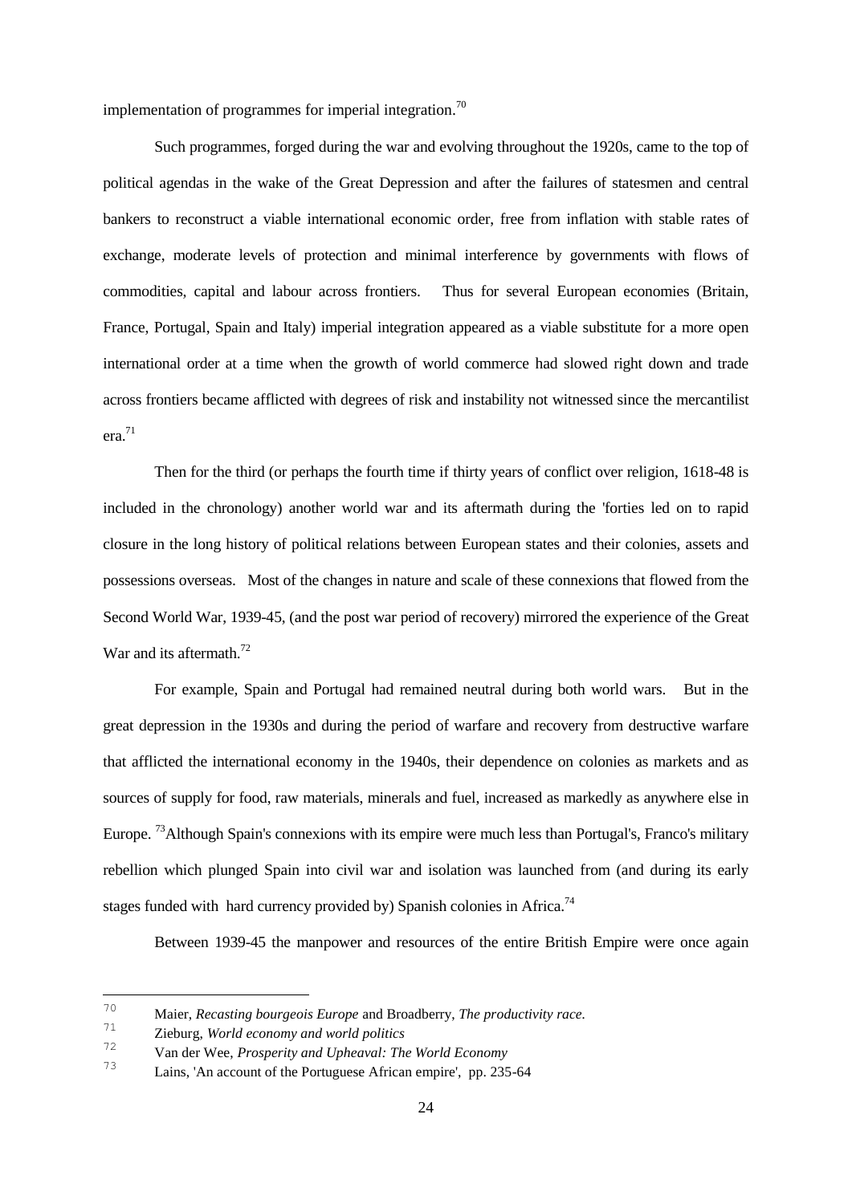implementation of programmes for imperial integration.[70]

Such programmes, forged during the war and evolving throughout the 1920s, came to the top of political agendas in the wake of the Great Depression and after the failures of statesmen and central bankers to reconstruct a viable international economic order, free from inflation with stable rates of exchange, moderate levels of protection and minimal interference by governments with flows of commodities, capital and labour across frontiers. Thus for several European economies (Britain, France, Portugal, Spain and Italy) imperial integration appeared as a viable substitute for a more open international order at a time when the growth of world commerce had slowed right down and trade across frontiers became afflicted with degrees of risk and instability not witnessed since the mercantilist era.[71]

Then for the third (or perhaps the fourth time if thirty years of conflict over religion, 1618-48 is included in the chronology) another world war and its aftermath during the 'forties led on to rapid closure in the long history of political relations between European states and their colonies, assets and possessions overseas. Most of the changes in nature and scale of these connexions that flowed from the Second World War, 1939-45, (and the post war period of recovery) mirrored the experience of the Great War and its aftermath.[72]

For example, Spain and Portugal had remained neutral during both world wars. But in the great depression in the 1930s and during the period of warfare and recovery from destructive warfare that afflicted the international economy in the 1940s, their dependence on colonies as markets and as sources of supply for food, raw materials, minerals and fuel, increased as markedly as anywhere else in Europe. [73]Although Spain's connexions with its empire were much less than Portugal's, Franco's military rebellion which plunged Spain into civil war and isolation was launched from (and during its early stages funded with hard currency provided by) Spanish colonies in Africa.[74]

Between 1939-45 the manpower and resources of the entire British Empire were once again

---

[70] Maier, *Recasting bourgeois Europe* and Broadberry, *The productivity race.*

[71] Zieburg, *World economy and world politics*

[72] Van der Wee, *Prosperity and Upheaval: The World Economy*

[73] Lains, 'An account of the Portuguese African empire', pp. 235-64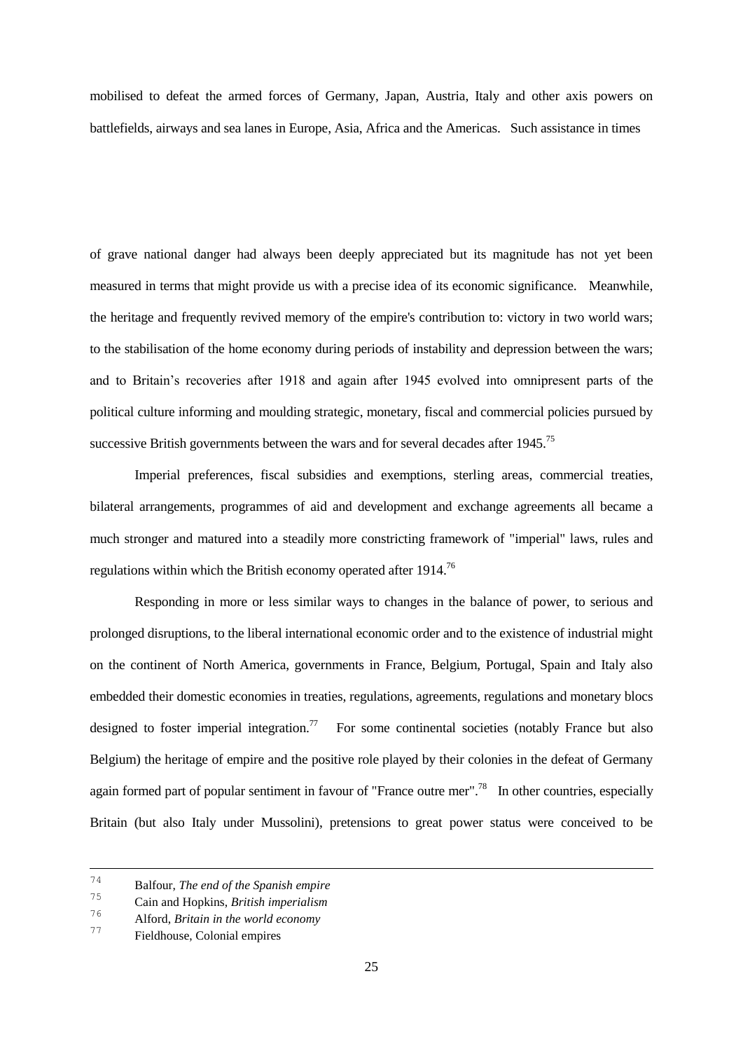mobilised to defeat the armed forces of Germany, Japan, Austria, Italy and other axis powers on battlefields, airways and sea lanes in Europe, Asia, Africa and the Americas. Such assistance in times of grave national danger had always been deeply appreciated but its magnitude has not yet been measured in terms that might provide us with a precise idea of its economic significance. Meanwhile, the heritage and frequently revived memory of the empire's contribution to: victory in two world wars; to the stabilisation of the home economy during periods of instability and depression between the wars; and to Britain's recoveries after 1918 and again after 1945 evolved into omnipresent parts of the political culture informing and moulding strategic, monetary, fiscal and commercial policies pursued by successive British governments between the wars and for several decades after 1945.[75]

Imperial preferences, fiscal subsidies and exemptions, sterling areas, commercial treaties, bilateral arrangements, programmes of aid and development and exchange agreements all became a much stronger and matured into a steadily more constricting framework of "imperial" laws, rules and regulations within which the British economy operated after 1914.[76]

Responding in more or less similar ways to changes in the balance of power, to serious and prolonged disruptions, to the liberal international economic order and to the existence of industrial might on the continent of North America, governments in France, Belgium, Portugal, Spain and Italy also embedded their domestic economies in treaties, regulations, agreements, regulations and monetary blocs designed to foster imperial integration.[77] For some continental societies (notably France but also Belgium) the heritage of empire and the positive role played by their colonies in the defeat of Germany again formed part of popular sentiment in favour of "France outre mer".[78] In other countries, especially Britain (but also Italy under Mussolini), pretensions to great power status were conceived to be

---

[74] Balfour, *The end of the Spanish empire*

[75] Cain and Hopkins, *British imperialism*

[76] Alford, *Britain in the world economy*

[77] Fieldhouse, Colonial empires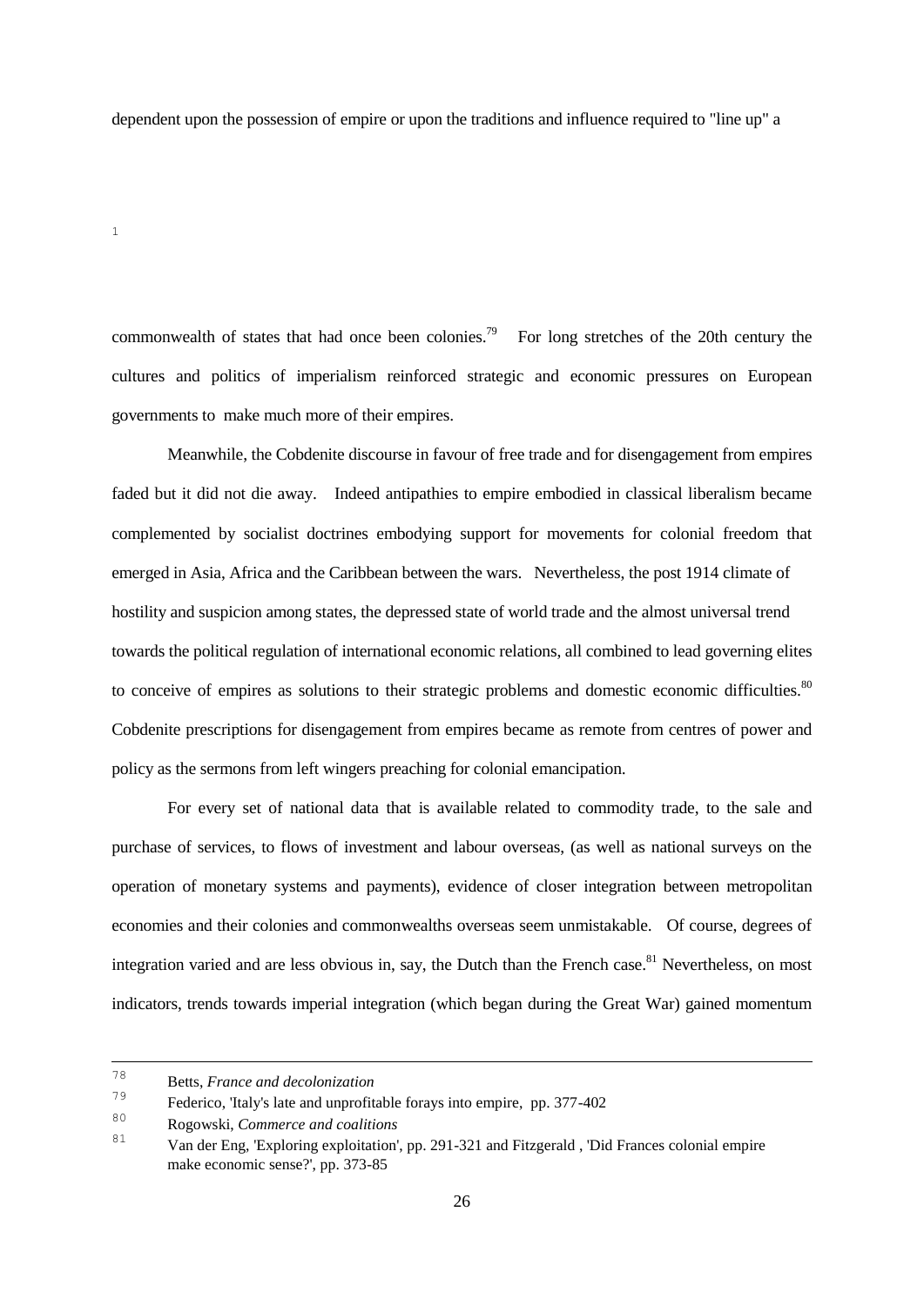dependent upon the possession of empire or upon the traditions and influence required to "line up" a

commonwealth of states that had once been colonies.[79] For long stretches of the 20th century the cultures and politics of imperialism reinforced strategic and economic pressures on European governments to make much more of their empires.

Meanwhile, the Cobdenite discourse in favour of free trade and for disengagement from empires faded but it did not die away. Indeed antipathies to empire embodied in classical liberalism became complemented by socialist doctrines embodying support for movements for colonial freedom that emerged in Asia, Africa and the Caribbean between the wars. Nevertheless, the post 1914 climate of hostility and suspicion among states, the depressed state of world trade and the almost universal trend towards the political regulation of international economic relations, all combined to lead governing elites to conceive of empires as solutions to their strategic problems and domestic economic difficulties.[80] Cobdenite prescriptions for disengagement from empires became as remote from centres of power and policy as the sermons from left wingers preaching for colonial emancipation.

For every set of national data that is available related to commodity trade, to the sale and purchase of services, to flows of investment and labour overseas, (as well as national surveys on the operation of monetary systems and payments), evidence of closer integration between metropolitan economies and their colonies and commonwealths overseas seem unmistakable. Of course, degrees of integration varied and are less obvious in, say, the Dutch than the French case.[81] Nevertheless, on most indicators, trends towards imperial integration (which began during the Great War) gained momentum

---

78 Betts, *France and decolonization*

79 Federico, 'Italy's late and unprofitable forays into empire, pp. 377-402

80 Rogowski, *Commerce and coalitions*

81 Van der Eng, 'Exploring exploitation', pp. 291-321 and Fitzgerald , 'Did Frances colonial empire make economic sense?', pp. 373-85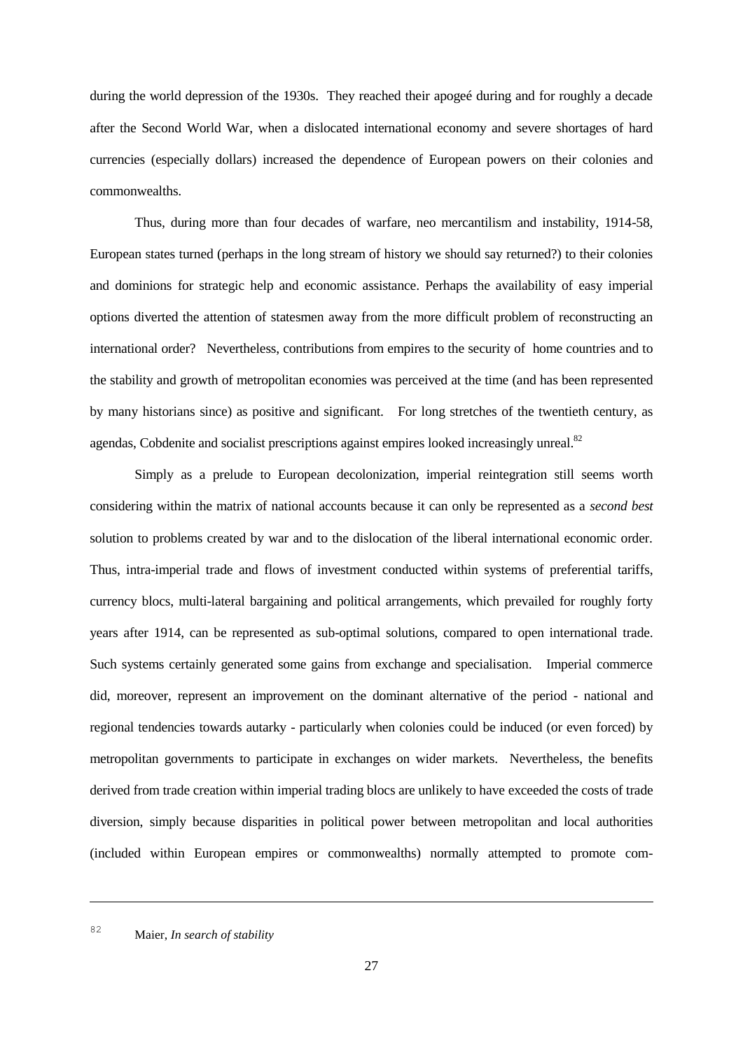during the world depression of the 1930s. They reached their apogeé during and for roughly a decade after the Second World War, when a dislocated international economy and severe shortages of hard currencies (especially dollars) increased the dependence of European powers on their colonies and commonwealths.

Thus, during more than four decades of warfare, neo mercantilism and instability, 1914-58, European states turned (perhaps in the long stream of history we should say returned?) to their colonies and dominions for strategic help and economic assistance. Perhaps the availability of easy imperial options diverted the attention of statesmen away from the more difficult problem of reconstructing an international order? Nevertheless, contributions from empires to the security of home countries and to the stability and growth of metropolitan economies was perceived at the time (and has been represented by many historians since) as positive and significant. For long stretches of the twentieth century, as agendas, Cobdenite and socialist prescriptions against empires looked increasingly unreal.[82]

Simply as a prelude to European decolonization, imperial reintegration still seems worth considering within the matrix of national accounts because it can only be represented as a *second best* solution to problems created by war and to the dislocation of the liberal international economic order. Thus, intra-imperial trade and flows of investment conducted within systems of preferential tariffs, currency blocs, multi-lateral bargaining and political arrangements, which prevailed for roughly forty years after 1914, can be represented as sub-optimal solutions, compared to open international trade. Such systems certainly generated some gains from exchange and specialisation. Imperial commerce did, moreover, represent an improvement on the dominant alternative of the period - national and regional tendencies towards autarky - particularly when colonies could be induced (or even forced) by metropolitan governments to participate in exchanges on wider markets. Nevertheless, the benefits derived from trade creation within imperial trading blocs are unlikely to have exceeded the costs of trade diversion, simply because disparities in political power between metropolitan and local authorities (included within European empires or commonwealths) normally attempted to promote com-

---

[82] Maier, *In search of stability*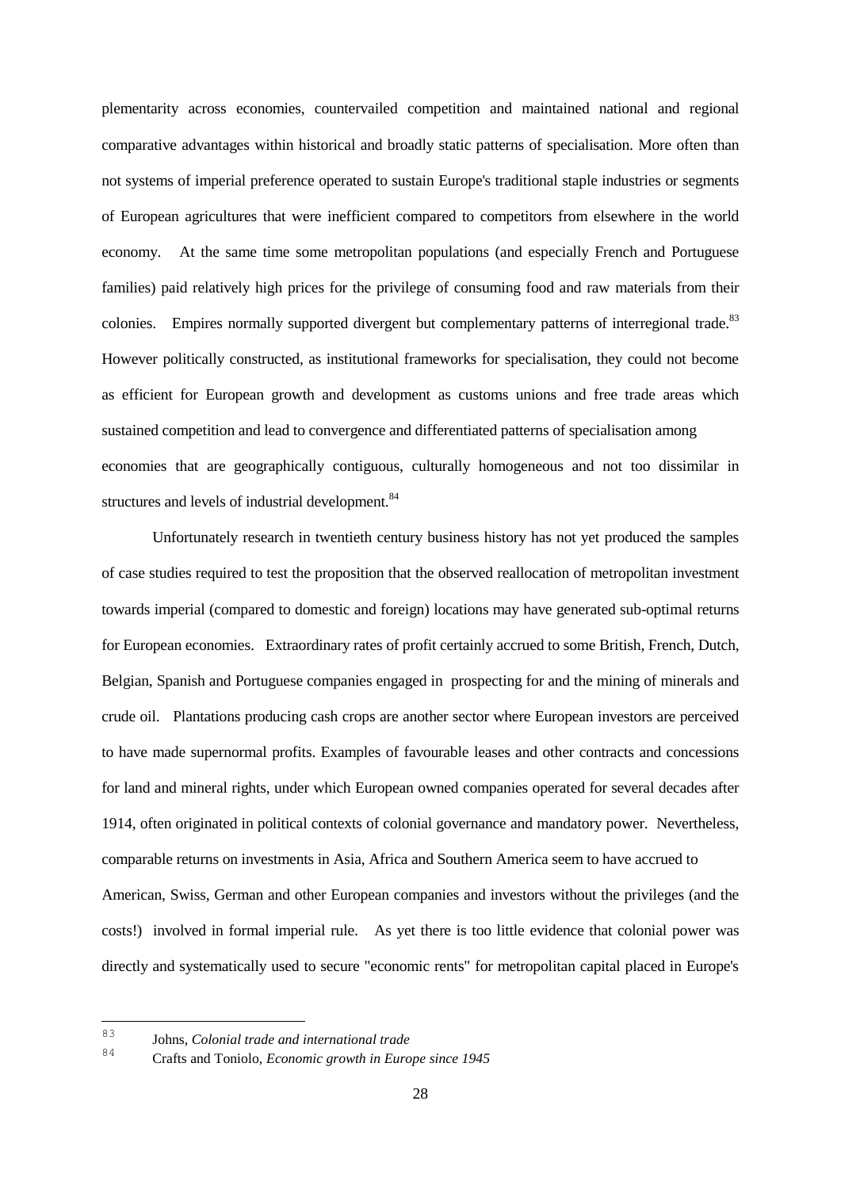plementarity across economies, countervailed competition and maintained national and regional comparative advantages within historical and broadly static patterns of specialisation. More often than not systems of imperial preference operated to sustain Europe's traditional staple industries or segments of European agricultures that were inefficient compared to competitors from elsewhere in the world economy. At the same time some metropolitan populations (and especially French and Portuguese families) paid relatively high prices for the privilege of consuming food and raw materials from their colonies. Empires normally supported divergent but complementary patterns of interregional trade.[83] However politically constructed, as institutional frameworks for specialisation, they could not become as efficient for European growth and development as customs unions and free trade areas which sustained competition and lead to convergence and differentiated patterns of specialisation among economies that are geographically contiguous, culturally homogeneous and not too dissimilar in structures and levels of industrial development.[84]

Unfortunately research in twentieth century business history has not yet produced the samples of case studies required to test the proposition that the observed reallocation of metropolitan investment towards imperial (compared to domestic and foreign) locations may have generated sub-optimal returns for European economies. Extraordinary rates of profit certainly accrued to some British, French, Dutch, Belgian, Spanish and Portuguese companies engaged in prospecting for and the mining of minerals and crude oil. Plantations producing cash crops are another sector where European investors are perceived to have made supernormal profits. Examples of favourable leases and other contracts and concessions for land and mineral rights, under which European owned companies operated for several decades after 1914, often originated in political contexts of colonial governance and mandatory power. Nevertheless, comparable returns on investments in Asia, Africa and Southern America seem to have accrued to American, Swiss, German and other European companies and investors without the privileges (and the costs!) involved in formal imperial rule. As yet there is too little evidence that colonial power was directly and systematically used to secure "economic rents" for metropolitan capital placed in Europe's

---

[83] Johns, *Colonial trade and international trade*

[84] Crafts and Toniolo, *Economic growth in Europe since 1945*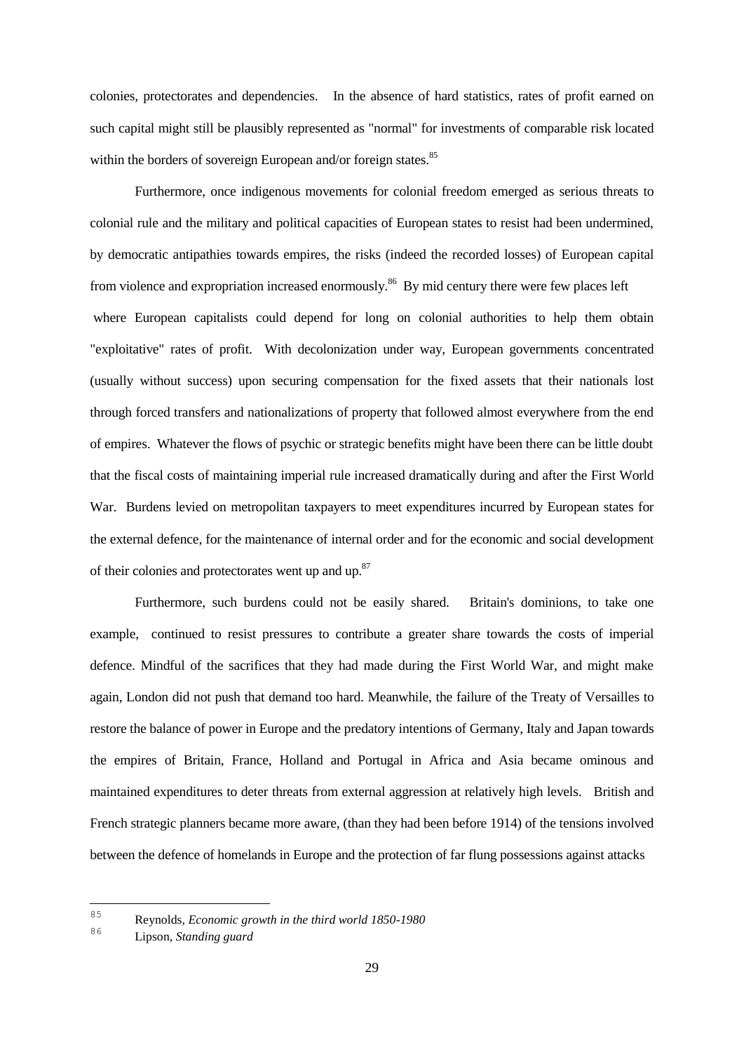colonies, protectorates and dependencies. In the absence of hard statistics, rates of profit earned on such capital might still be plausibly represented as "normal" for investments of comparable risk located within the borders of sovereign European and/or foreign states.[85]

Furthermore, once indigenous movements for colonial freedom emerged as serious threats to colonial rule and the military and political capacities of European states to resist had been undermined, by democratic antipathies towards empires, the risks (indeed the recorded losses) of European capital from violence and expropriation increased enormously.[86] By mid century there were few places left where European capitalists could depend for long on colonial authorities to help them obtain "exploitative" rates of profit. With decolonization under way, European governments concentrated (usually without success) upon securing compensation for the fixed assets that their nationals lost through forced transfers and nationalizations of property that followed almost everywhere from the end of empires. Whatever the flows of psychic or strategic benefits might have been there can be little doubt that the fiscal costs of maintaining imperial rule increased dramatically during and after the First World War. Burdens levied on metropolitan taxpayers to meet expenditures incurred by European states for the external defence, for the maintenance of internal order and for the economic and social development of their colonies and protectorates went up and up.[87]

Furthermore, such burdens could not be easily shared. Britain's dominions, to take one example, continued to resist pressures to contribute a greater share towards the costs of imperial defence. Mindful of the sacrifices that they had made during the First World War, and might make again, London did not push that demand too hard. Meanwhile, the failure of the Treaty of Versailles to restore the balance of power in Europe and the predatory intentions of Germany, Italy and Japan towards the empires of Britain, France, Holland and Portugal in Africa and Asia became ominous and maintained expenditures to deter threats from external aggression at relatively high levels. British and French strategic planners became more aware, (than they had been before 1914) of the tensions involved between the defence of homelands in Europe and the protection of far flung possessions against attacks

---

[85] Reynolds, *Economic growth in the third world 1850-1980*

[86] Lipson, *Standing guard*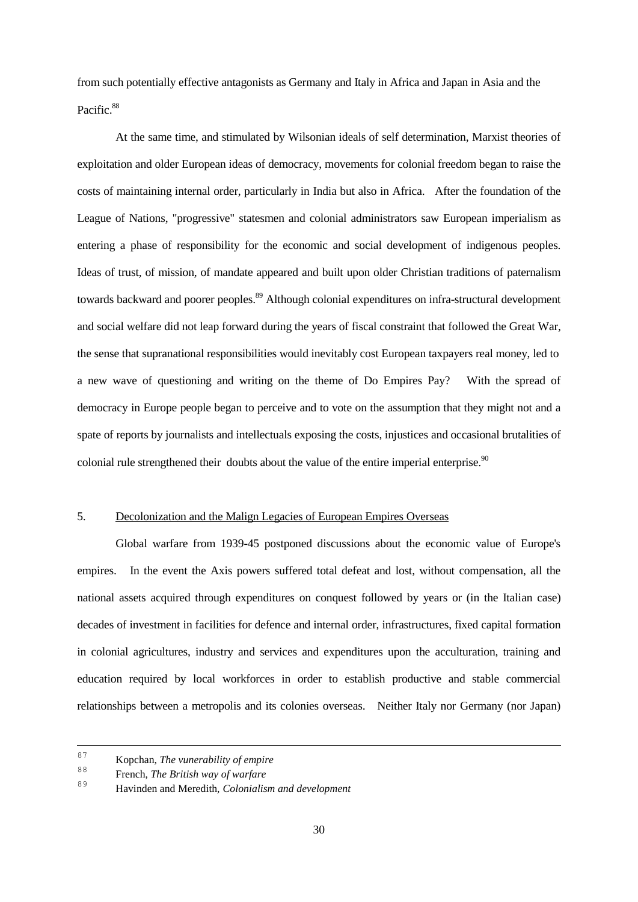from such potentially effective antagonists as Germany and Italy in Africa and Japan in Asia and the Pacific.[88]

At the same time, and stimulated by Wilsonian ideals of self determination, Marxist theories of exploitation and older European ideas of democracy, movements for colonial freedom began to raise the costs of maintaining internal order, particularly in India but also in Africa. After the foundation of the League of Nations, "progressive" statesmen and colonial administrators saw European imperialism as entering a phase of responsibility for the economic and social development of indigenous peoples. Ideas of trust, of mission, of mandate appeared and built upon older Christian traditions of paternalism towards backward and poorer peoples.[89] Although colonial expenditures on infra-structural development and social welfare did not leap forward during the years of fiscal constraint that followed the Great War, the sense that supranational responsibilities would inevitably cost European taxpayers real money, led to a new wave of questioning and writing on the theme of Do Empires Pay? With the spread of democracy in Europe people began to perceive and to vote on the assumption that they might not and a spate of reports by journalists and intellectuals exposing the costs, injustices and occasional brutalities of colonial rule strengthened their doubts about the value of the entire imperial enterprise.[90]

## 5. Decolonization and the Malign Legacies of European Empires Overseas

Global warfare from 1939-45 postponed discussions about the economic value of Europe's empires. In the event the Axis powers suffered total defeat and lost, without compensation, all the national assets acquired through expenditures on conquest followed by years or (in the Italian case) decades of investment in facilities for defence and internal order, infrastructures, fixed capital formation in colonial agricultures, industry and services and expenditures upon the acculturation, training and education required by local workforces in order to establish productive and stable commercial relationships between a metropolis and its colonies overseas. Neither Italy nor Germany (nor Japan)

---

87 Kopchan, *The vunerability of empire*

88 French, *The British way of warfare*

89 Havinden and Meredith, *Colonialism and development*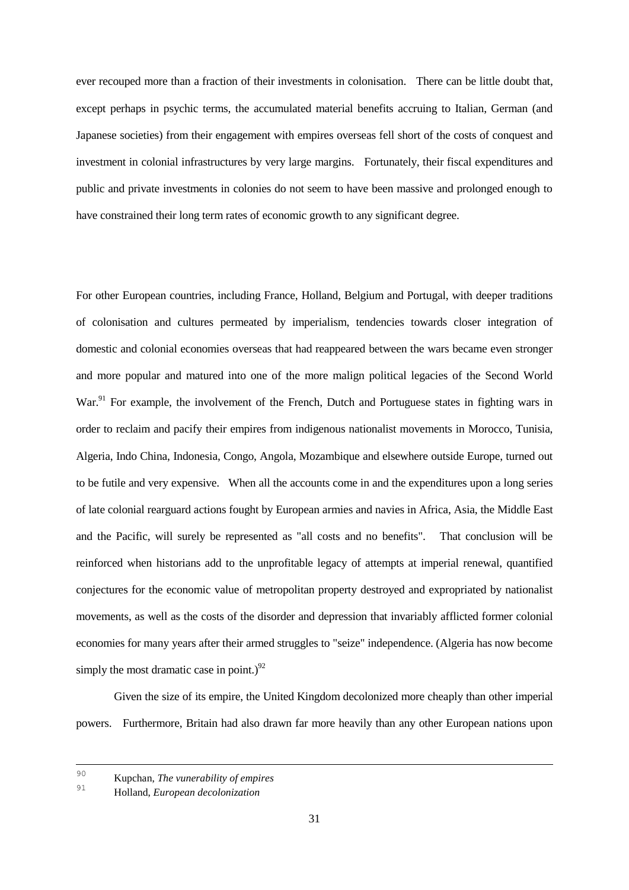ever recouped more than a fraction of their investments in colonisation. There can be little doubt that, except perhaps in psychic terms, the accumulated material benefits accruing to Italian, German (and Japanese societies) from their engagement with empires overseas fell short of the costs of conquest and investment in colonial infrastructures by very large margins. Fortunately, their fiscal expenditures and public and private investments in colonies do not seem to have been massive and prolonged enough to have constrained their long term rates of economic growth to any significant degree.

For other European countries, including France, Holland, Belgium and Portugal, with deeper traditions of colonisation and cultures permeated by imperialism, tendencies towards closer integration of domestic and colonial economies overseas that had reappeared between the wars became even stronger and more popular and matured into one of the more malign political legacies of the Second World War.[91] For example, the involvement of the French, Dutch and Portuguese states in fighting wars in order to reclaim and pacify their empires from indigenous nationalist movements in Morocco, Tunisia, Algeria, Indo China, Indonesia, Congo, Angola, Mozambique and elsewhere outside Europe, turned out to be futile and very expensive. When all the accounts come in and the expenditures upon a long series of late colonial rearguard actions fought by European armies and navies in Africa, Asia, the Middle East and the Pacific, will surely be represented as "all costs and no benefits". That conclusion will be reinforced when historians add to the unprofitable legacy of attempts at imperial renewal, quantified conjectures for the economic value of metropolitan property destroyed and expropriated by nationalist movements, as well as the costs of the disorder and depression that invariably afflicted former colonial economies for many years after their armed struggles to "seize" independence. (Algeria has now become simply the most dramatic case in point.)[92]

Given the size of its empire, the United Kingdom decolonized more cheaply than other imperial powers. Furthermore, Britain had also drawn far more heavily than any other European nations upon

---

[90] Kupchan, *The vunerability of empires*

[91] Holland, *European decolonization*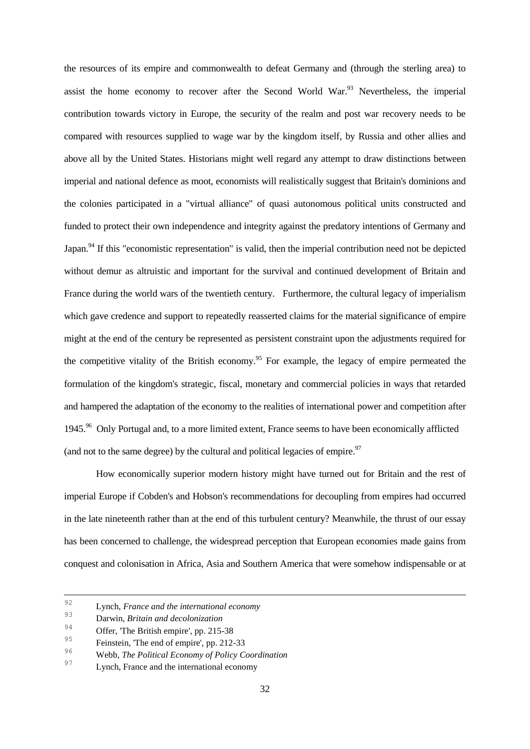the resources of its empire and commonwealth to defeat Germany and (through the sterling area) to assist the home economy to recover after the Second World War.[93] Nevertheless, the imperial contribution towards victory in Europe, the security of the realm and post war recovery needs to be compared with resources supplied to wage war by the kingdom itself, by Russia and other allies and above all by the United States. Historians might well regard any attempt to draw distinctions between imperial and national defence as moot, economists will realistically suggest that Britain's dominions and the colonies participated in a "virtual alliance" of quasi autonomous political units constructed and funded to protect their own independence and integrity against the predatory intentions of Germany and Japan.[94] If this "economistic representation" is valid, then the imperial contribution need not be depicted without demur as altruistic and important for the survival and continued development of Britain and France during the world wars of the twentieth century. Furthermore, the cultural legacy of imperialism which gave credence and support to repeatedly reasserted claims for the material significance of empire might at the end of the century be represented as persistent constraint upon the adjustments required for the competitive vitality of the British economy.[95] For example, the legacy of empire permeated the formulation of the kingdom's strategic, fiscal, monetary and commercial policies in ways that retarded and hampered the adaptation of the economy to the realities of international power and competition after 1945.[96] Only Portugal and, to a more limited extent, France seems to have been economically afflicted (and not to the same degree) by the cultural and political legacies of empire.[97]

How economically superior modern history might have turned out for Britain and the rest of imperial Europe if Cobden's and Hobson's recommendations for decoupling from empires had occurred in the late nineteenth rather than at the end of this turbulent century? Meanwhile, the thrust of our essay has been concerned to challenge, the widespread perception that European economies made gains from conquest and colonisation in Africa, Asia and Southern America that were somehow indispensable or at

---

[92] Lynch, *France and the international economy*

[93] Darwin, *Britain and decolonization*

[94] Offer, 'The British empire', pp. 215-38

[95] Feinstein, 'The end of empire', pp. 212-33

[96] Webb, *The Political Economy of Policy Coordination*

[97] Lynch, France and the international economy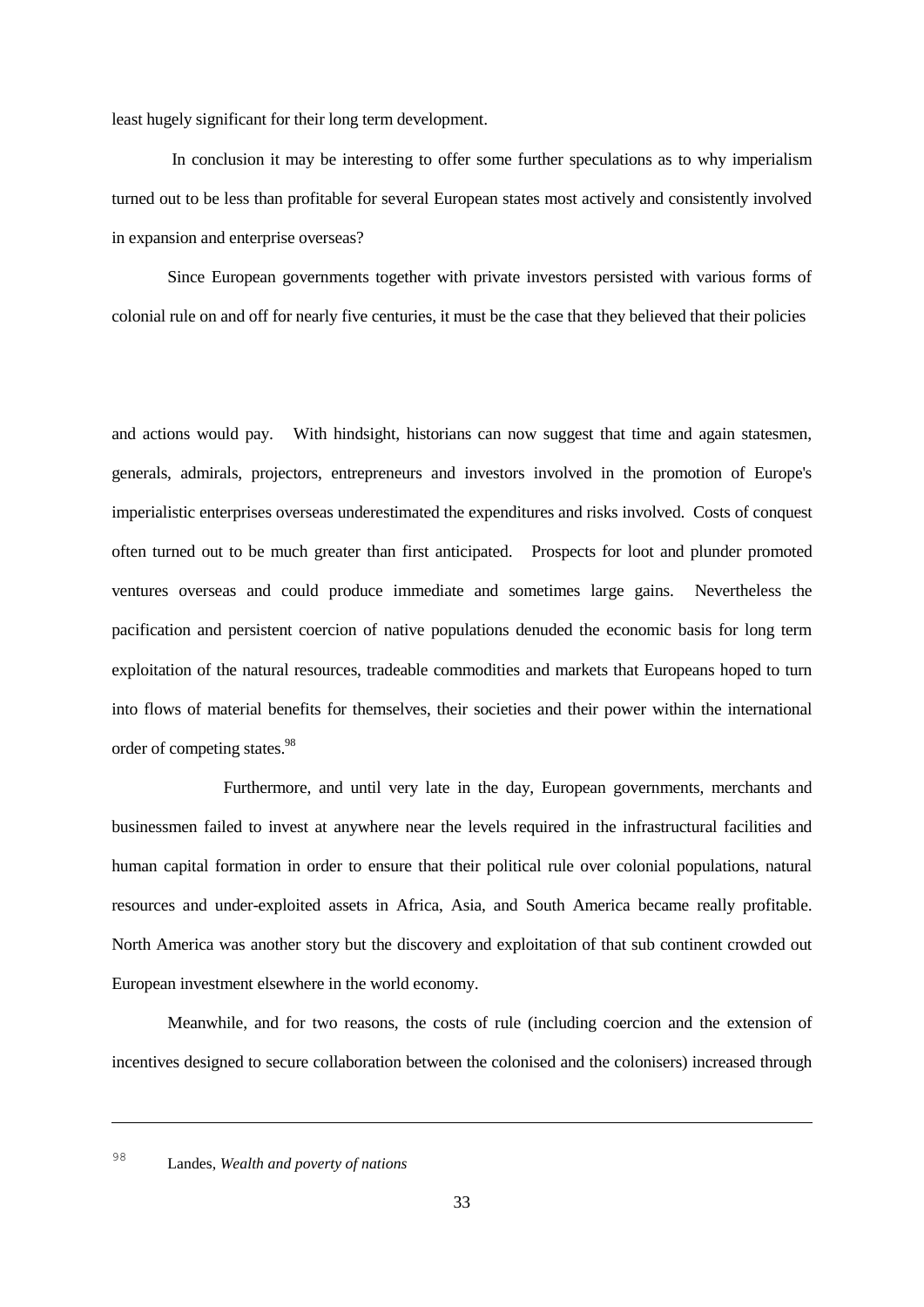least hugely significant for their long term development.

In conclusion it may be interesting to offer some further speculations as to why imperialism turned out to be less than profitable for several European states most actively and consistently involved in expansion and enterprise overseas?

Since European governments together with private investors persisted with various forms of colonial rule on and off for nearly five centuries, it must be the case that they believed that their policies and actions would pay. With hindsight, historians can now suggest that time and again statesmen, generals, admirals, projectors, entrepreneurs and investors involved in the promotion of Europe's imperialistic enterprises overseas underestimated the expenditures and risks involved. Costs of conquest often turned out to be much greater than first anticipated. Prospects for loot and plunder promoted ventures overseas and could produce immediate and sometimes large gains. Nevertheless the pacification and persistent coercion of native populations denuded the economic basis for long term exploitation of the natural resources, tradeable commodities and markets that Europeans hoped to turn into flows of material benefits for themselves, their societies and their power within the international order of competing states.[98]

Furthermore, and until very late in the day, European governments, merchants and businessmen failed to invest at anywhere near the levels required in the infrastructural facilities and human capital formation in order to ensure that their political rule over colonial populations, natural resources and under-exploited assets in Africa, Asia, and South America became really profitable. North America was another story but the discovery and exploitation of that sub continent crowded out European investment elsewhere in the world economy.

Meanwhile, and for two reasons, the costs of rule (including coercion and the extension of incentives designed to secure collaboration between the colonised and the colonisers) increased through

---

[98] Landes, *Wealth and poverty of nations*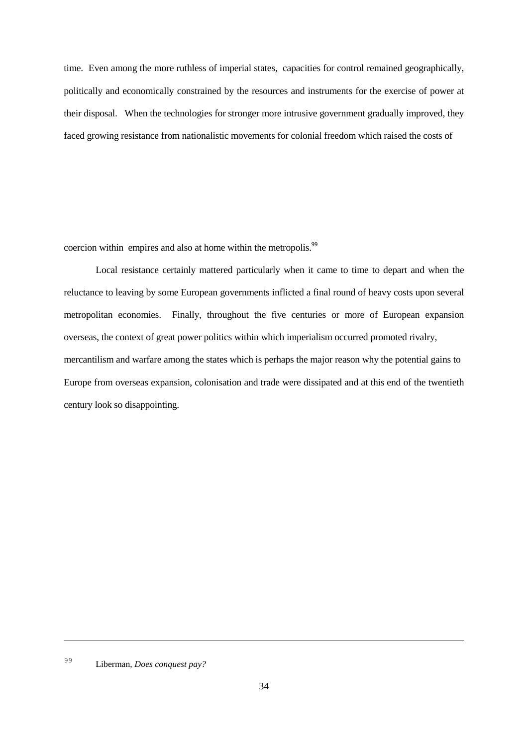time. Even among the more ruthless of imperial states, capacities for control remained geographically, politically and economically constrained by the resources and instruments for the exercise of power at their disposal. When the technologies for stronger more intrusive government gradually improved, they faced growing resistance from nationalistic movements for colonial freedom which raised the costs of coercion within empires and also at home within the metropolis.[99]

Local resistance certainly mattered particularly when it came to time to depart and when the reluctance to leaving by some European governments inflicted a final round of heavy costs upon several metropolitan economies. Finally, throughout the five centuries or more of European expansion overseas, the context of great power politics within which imperialism occurred promoted rivalry, mercantilism and warfare among the states which is perhaps the major reason why the potential gains to Europe from overseas expansion, colonisation and trade were dissipated and at this end of the twentieth century look so disappointing.

---

[99] Liberman, *Does conquest pay?*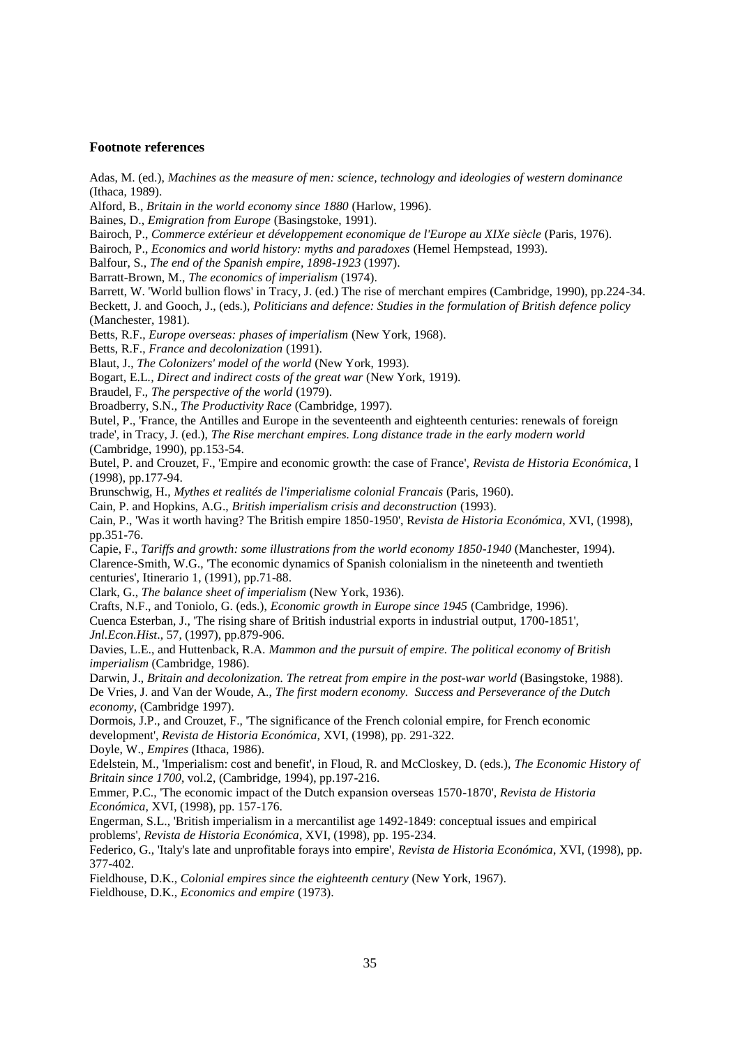**Footnote references**

Adas, M. (ed.), *Machines as the measure of men: science, technology and ideologies of western dominance* (Ithaca, 1989).

Alford, B., *Britain in the world economy since 1880* (Harlow, 1996).

Baines, D., *Emigration from Europe* (Basingstoke, 1991).

Bairoch, P., *Commerce extérieur et développement economique de l'Europe au XIXe siècle* (Paris, 1976).

Bairoch, P., *Economics and world history: myths and paradoxes* (Hemel Hempstead, 1993).

Balfour, S., *The end of the Spanish empire, 1898-1923* (1997).

Barratt-Brown, M., *The economics of imperialism* (1974).

Barrett, W. 'World bullion flows' in Tracy, J. (ed.) The rise of merchant empires (Cambridge, 1990), pp.224-34.

Beckett, J. and Gooch, J., (eds.), *Politicians and defence: Studies in the formulation of British defence policy* (Manchester, 1981).

Betts, R.F., *Europe overseas: phases of imperialism* (New York, 1968).

Betts, R.F., *France and decolonization* (1991).

Blaut, J., *The Colonizers' model of the world* (New York, 1993).

Bogart, E.L., *Direct and indirect costs of the great war* (New York, 1919).

Braudel, F., *The perspective of the world* (1979).

Broadberry, S.N., *The Productivity Race* (Cambridge, 1997).

Butel, P., 'France, the Antilles and Europe in the seventeenth and eighteenth centuries: renewals of foreign trade', in Tracy, J. (ed.), *The Rise merchant empires. Long distance trade in the early modern world* (Cambridge, 1990), pp.153-54.

Butel, P. and Crouzet, F., 'Empire and economic growth: the case of France', *Revista de Historia Económica*, I (1998), pp.177-94.

Brunschwig, H., *Mythes et realités de l'imperialisme colonial Francais* (Paris, 1960).

Cain, P. and Hopkins, A.G., *British imperialism crisis and deconstruction* (1993).

Cain, P., 'Was it worth having? The British empire 1850-1950', R*evista de Historia Económica*, XVI, (1998), pp.351-76.

Capie, F., *Tariffs and growth: some illustrations from the world economy 1850-1940* (Manchester, 1994).

Clarence-Smith, W.G., 'The economic dynamics of Spanish colonialism in the nineteenth and twentieth centuries', Itinerario 1, (1991), pp.71-88.

Clark, G., *The balance sheet of imperialism* (New York, 1936).

Crafts, N.F., and Toniolo, G. (eds.), *Economic growth in Europe since 1945* (Cambridge, 1996).

Cuenca Esterban, J., 'The rising share of British industrial exports in industrial output, 1700-1851', *Jnl.Econ.Hist*., 57, (1997), pp.879-906.

Davies, L.E., and Huttenback, R.A. *Mammon and the pursuit of empire. The political economy of British imperialism* (Cambridge, 1986).

Darwin, J., *Britain and decolonization. The retreat from empire in the post-war world* (Basingstoke, 1988).

De Vries, J. and Van der Woude, A., *The first modern economy. Success and Perseverance of the Dutch economy*, (Cambridge 1997).

Dormois, J.P., and Crouzet, F., 'The significance of the French colonial empire, for French economic development', *Revista de Historia Económica*, XVI, (1998), pp. 291-322.

Doyle, W., *Empires* (Ithaca, 1986).

Edelstein, M., 'Imperialism: cost and benefit', in Floud, R. and McCloskey, D. (eds.), *The Economic History of Britain since 1700*, vol.2, (Cambridge, 1994), pp.197-216.

Emmer, P.C., 'The economic impact of the Dutch expansion overseas 1570-1870', *Revista de Historia Económica*, XVI, (1998), pp. 157-176.

Engerman, S.L., 'British imperialism in a mercantilist age 1492-1849: conceptual issues and empirical problems', *Revista de Historia Económica*, XVI, (1998), pp. 195-234.

Federico, G., 'Italy's late and unprofitable forays into empire', *Revista de Historia Económica*, XVI, (1998), pp. 377-402.

Fieldhouse, D.K., *Colonial empires since the eighteenth century* (New York, 1967).

Fieldhouse, D.K., *Economics and empire* (1973).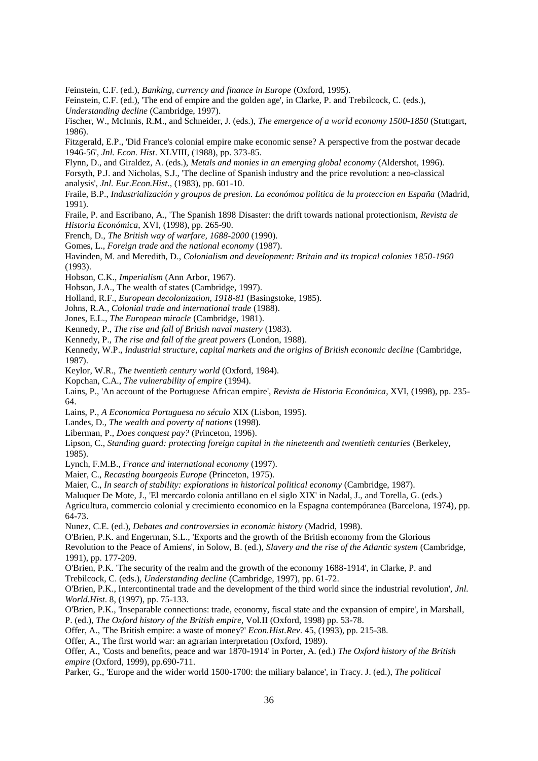Feinstein, C.F. (ed.), *Banking, currency and finance in Europe* (Oxford, 1995).

Feinstein, C.F. (ed.), 'The end of empire and the golden age', in Clarke, P. and Trebilcock, C. (eds.), *Understanding decline* (Cambridge, 1997).

Fischer, W., McInnis, R.M., and Schneider, J. (eds.), *The emergence of a world economy 1500-1850* (Stuttgart, 1986).

Fitzgerald, E.P., 'Did France's colonial empire make economic sense? A perspective from the postwar decade 1946-56', *Jnl. Econ. Hist*. XLVIII, (1988), pp. 373-85.

Flynn, D., and Giraldez, A. (eds.), *Metals and monies in an emerging global economy* (Aldershot, 1996).

Forsyth, P.J. and Nicholas, S.J., 'The decline of Spanish industry and the price revolution: a neo-classical analysis', *Jnl. Eur.Econ.Hist*., (1983), pp. 601-10.

Fraile, B.P., *Industrialización y groupos de presion. La económoa politica de la proteccion en España* (Madrid, 1991).

Fraile, P. and Escribano, A., 'The Spanish 1898 Disaster: the drift towards national protectionism, *Revista de Historia Económica*, XVI, (1998), pp. 265-90.

French, D., *The British way of warfare, 1688-2000* (1990).

Gomes, L., *Foreign trade and the national economy* (1987).

Havinden, M. and Meredith, D., *Colonialism and development: Britain and its tropical colonies 1850-1960* (1993).

Hobson, C.K., *Imperialism* (Ann Arbor, 1967).

Hobson, J.A., The wealth of states (Cambridge, 1997).

Holland, R.F., *European decolonization, 1918-81* (Basingstoke, 1985).

Johns, R.A., *Colonial trade and international trade* (1988).

Jones, E.L., *The European miracle* (Cambridge, 1981).

Kennedy, P., *The rise and fall of British naval mastery* (1983).

Kennedy, P., *The rise and fall of the great powers* (London, 1988).

Kennedy, W.P., *Industrial structure, capital markets and the origins of British economic decline* (Cambridge, 1987).

Keylor, W.R., *The twentieth century world* (Oxford, 1984).

Kopchan, C.A., *The vulnerability of empire* (1994).

Lains, P., 'An account of the Portuguese African empire', *Revista de Historia Económica*, XVI, (1998), pp. 235-64.

Lains, P., *A Economica Portuguesa no século* XIX (Lisbon, 1995).

Landes, D., *The wealth and poverty of nations* (1998).

Liberman, P., *Does conquest pay?* (Princeton, 1996).

Lipson, C., *Standing guard: protecting foreign capital in the nineteenth and twentieth centuries* (Berkeley, 1985).

Lynch, F.M.B., *France and international economy* (1997).

Maier, C., *Recasting bourgeois Europe* (Princeton, 1975).

Maier, C., *In search of stability: explorations in historical political economy* (Cambridge, 1987).

Maluquer De Mote, J., 'El mercardo colonia antillano en el siglo XIX' in Nadal, J., and Torella, G. (eds.) Agricultura, commercio colonial y crecimiento economico en la Espagna contempóranea (Barcelona, 1974), pp. 64-73.

Nunez, C.E. (ed.), *Debates and controversies in economic history* (Madrid, 1998).

O'Brien, P.K. and Engerman, S.L., 'Exports and the growth of the British economy from the Glorious Revolution to the Peace of Amiens', in Solow, B. (ed.), *Slavery and the rise of the Atlantic system* (Cambridge, 1991), pp. 177-209.

O'Brien, P.K. 'The security of the realm and the growth of the economy 1688-1914', in Clarke, P. and Trebilcock, C. (eds.), *Understanding decline* (Cambridge, 1997), pp. 61-72.

O'Brien, P.K., Intercontinental trade and the development of the third world since the industrial revolution', *Jnl. World.Hist*. 8, (1997), pp. 75-133.

O'Brien, P.K., 'Inseparable connections: trade, economy, fiscal state and the expansion of empire', in Marshall, P. (ed.), *The Oxford history of the British empire*, Vol.II (Oxford, 1998) pp. 53-78.

Offer, A., 'The British empire: a waste of money?' *Econ.Hist.Rev*. 45, (1993), pp. 215-38.

Offer, A., The first world war: an agrarian interpretation (Oxford, 1989).

Offer, A., 'Costs and benefits, peace and war 1870-1914' in Porter, A. (ed.) *The Oxford history of the British empire* (Oxford, 1999), pp.690-711.

Parker, G., 'Europe and the wider world 1500-1700: the miliary balance', in Tracy. J. (ed.), *The political*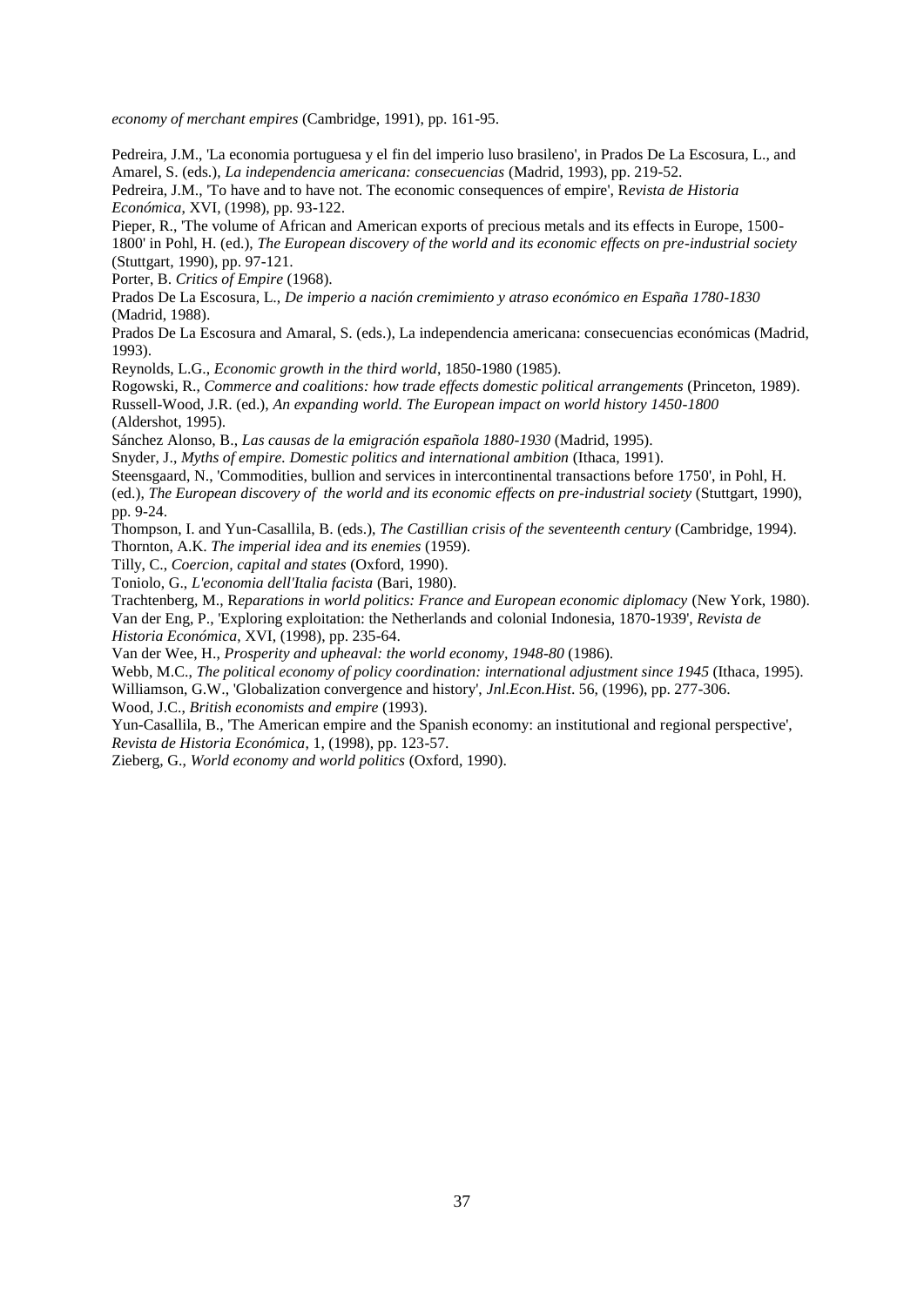*economy of merchant empires* (Cambridge, 1991), pp. 161-95.

Pedreira, J.M., 'La economia portuguesa y el fin del imperio luso brasileno', in Prados De La Escosura, L., and Amarel, S. (eds.), *La independencia americana: consecuencias* (Madrid, 1993), pp. 219-52.

Pedreira, J.M., 'To have and to have not. The economic consequences of empire', R*evista de Historia Económica*, XVI, (1998), pp. 93-122.

Pieper, R., 'The volume of African and American exports of precious metals and its effects in Europe, 1500-1800' in Pohl, H. (ed.), *The European discovery of the world and its economic effects on pre-industrial society* (Stuttgart, 1990), pp. 97-121.

Porter, B. *Critics of Empire* (1968).

Prados De La Escosura, L., *De imperio a nación cremimiento y atraso económico en España 1780-1830* (Madrid, 1988).

Prados De La Escosura and Amaral, S. (eds.), La independencia americana: consecuencias económicas (Madrid, 1993).

Reynolds, L.G., *Economic growth in the third world*, 1850-1980 (1985).

Rogowski, R., *Commerce and coalitions: how trade effects domestic political arrangements* (Princeton, 1989).

Russell-Wood, J.R. (ed.), *An expanding world. The European impact on world history 1450-1800* (Aldershot, 1995).

Sánchez Alonso, B., *Las causas de la emigración española 1880-1930* (Madrid, 1995).

Snyder, J., *Myths of empire. Domestic politics and international ambition* (Ithaca, 1991).

Steensgaard, N., 'Commodities, bullion and services in intercontinental transactions before 1750', in Pohl, H. (ed.), *The European discovery of the world and its economic effects on pre-industrial society* (Stuttgart, 1990), pp. 9-24.

Thompson, I. and Yun-Casallila, B. (eds.), *The Castillian crisis of the seventeenth century* (Cambridge, 1994).

Thornton, A.K. *The imperial idea and its enemies* (1959).

Tilly, C., *Coercion, capital and states* (Oxford, 1990).

Toniolo, G., *L'economia dell'Italia facista* (Bari, 1980).

Trachtenberg, M., R*eparations in world politics: France and European economic diplomacy* (New York, 1980).

Van der Eng, P., 'Exploring exploitation: the Netherlands and colonial Indonesia, 1870-1939', *Revista de Historia Económica*, XVI, (1998), pp. 235-64.

Van der Wee, H., *Prosperity and upheaval: the world economy, 1948-80* (1986).

Webb, M.C., *The political economy of policy coordination: international adjustment since 1945* (Ithaca, 1995).

Williamson, G.W., 'Globalization convergence and history', *Jnl.Econ.Hist*. 56, (1996), pp. 277-306.

Wood, J.C., *British economists and empire* (1993).

Yun-Casallila, B., 'The American empire and the Spanish economy: an institutional and regional perspective', *Revista de Historia Económica*, 1, (1998), pp. 123-57.

Zieberg, G., *World economy and world politics* (Oxford, 1990).